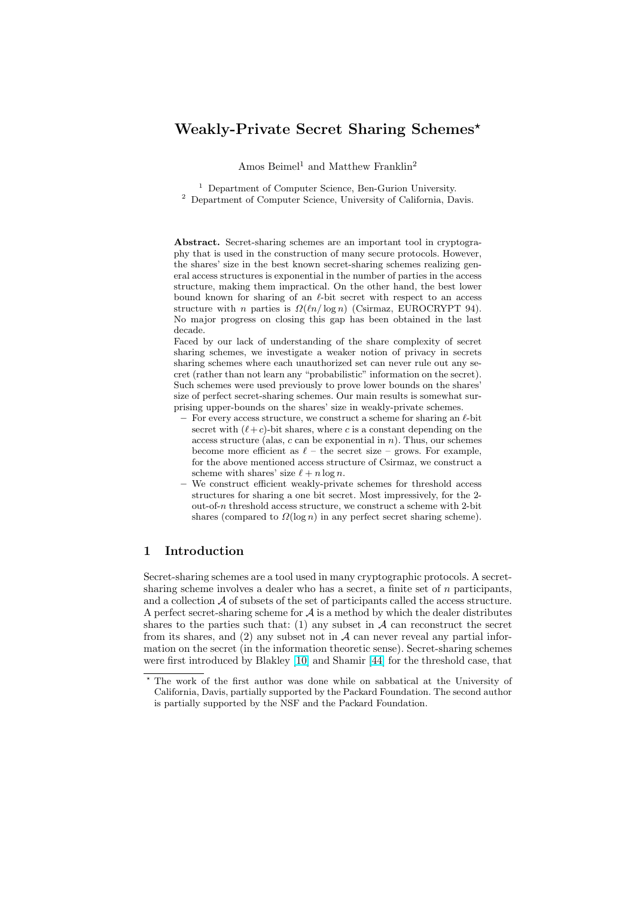# Weakly-Private Secret Sharing Schemes*

Amos Beimel[1] and Matthew Franklin[2]

[1] Department of Computer Science, Ben-Gurion University.
[2] Department of Computer Science, University of California, Davis.

**Abstract.** Secret-sharing schemes are an important tool in cryptography that is used in the construction of many secure protocols. However, the shares' size in the best known secret-sharing schemes realizing general access structures is exponential in the number of parties in the access structure, making them impractical. On the other hand, the best lower bound known for sharing of an $\ell$-bit secret with respect to an access structure with $n$ parties is $\Omega(\ell n/\log n)$ (Csirmaz, EUROCRYPT 94). No major progress on closing this gap has been obtained in the last decade.

Faced by our lack of understanding of the share complexity of secret sharing schemes, we investigate a weaker notion of privacy in secrets sharing schemes where each unauthorized set can never rule out any secret (rather than not learn any "probabilistic" information on the secret). Such schemes were used previously to prove lower bounds on the shares' size of perfect secret-sharing schemes. Our main results is somewhat surprising upper-bounds on the shares' size in weakly-private schemes.

- For every access structure, we construct a scheme for sharing an $\ell$-bit secret with $(\ell + c)$-bit shares, where $c$ is a constant depending on the access structure (alas, $c$ can be exponential in $n$). Thus, our schemes become more efficient as $\ell$ – the secret size – grows. For example, for the above mentioned access structure of Csirmaz, we construct a scheme with shares' size $\ell + n \log n$.
- We construct efficient weakly-private schemes for threshold access structures for sharing a one bit secret. Most impressively, for the 2-out-of-$n$ threshold access structure, we construct a scheme with 2-bit shares (compared to $\Omega(\log n)$ in any perfect secret sharing scheme).

## 1 Introduction

Secret-sharing schemes are a tool used in many cryptographic protocols. A secret-sharing scheme involves a dealer who has a secret, a finite set of $n$ participants, and a collection $\mathcal{A}$ of subsets of the set of participants called the access structure. A perfect secret-sharing scheme for $\mathcal{A}$ is a method by which the dealer distributes shares to the parties such that: (1) any subset in $\mathcal{A}$ can reconstruct the secret from its shares, and (2) any subset not in $\mathcal{A}$ can never reveal any partial information on the secret (in the information theoretic sense). Secret-sharing schemes were first introduced by Blakley [10] and Shamir [44] for the threshold case, that

---

* The work of the first author was done while on sabbatical at the University of California, Davis, partially supported by the Packard Foundation. The second author is partially supported by the NSF and the Packard Foundation.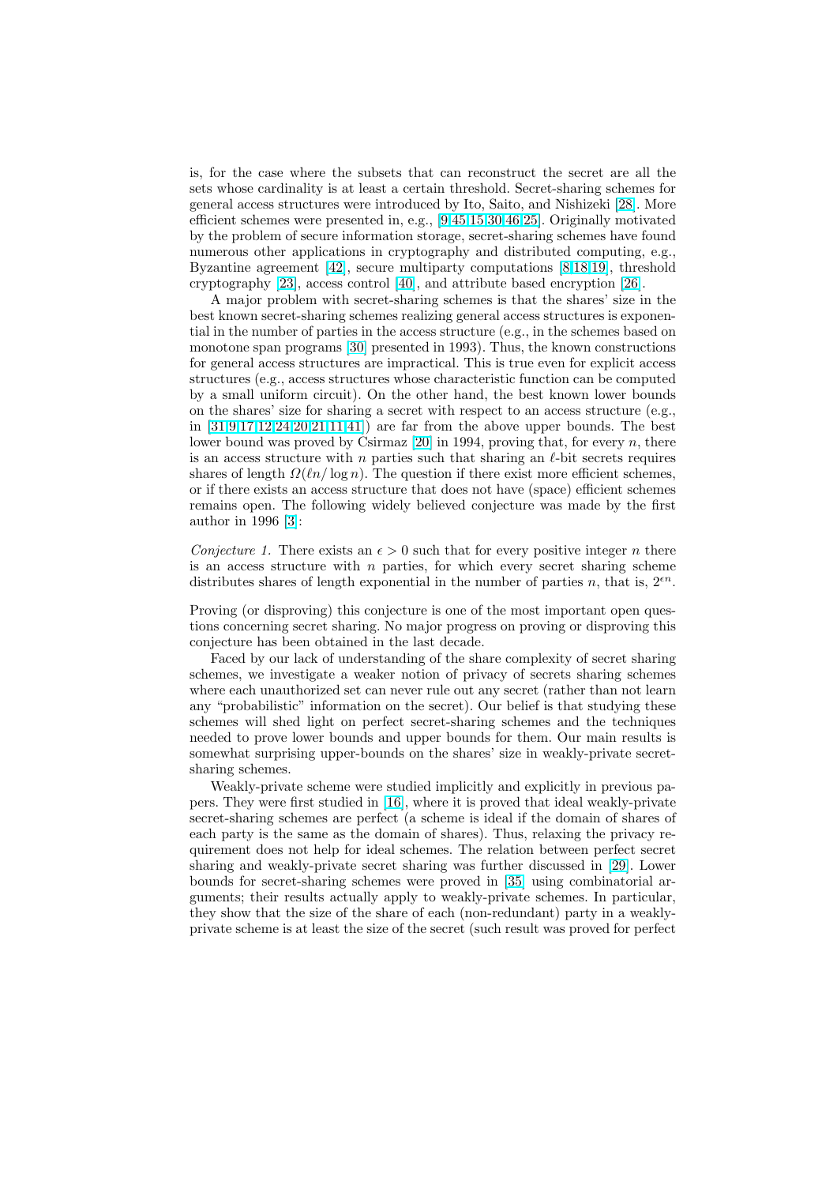is, for the case where the subsets that can reconstruct the secret are all the sets whose cardinality is at least a certain threshold. Secret-sharing schemes for general access structures were introduced by Ito, Saito, and Nishizeki [28]. More efficient schemes were presented in, e.g., [9,45,15,30,46,25]. Originally motivated by the problem of secure information storage, secret-sharing schemes have found numerous other applications in cryptography and distributed computing, e.g., Byzantine agreement [42], secure multiparty computations [8,18,19], threshold cryptography [23], access control [40], and attribute based encryption [26].

A major problem with secret-sharing schemes is that the shares' size in the best known secret-sharing schemes realizing general access structures is exponential in the number of parties in the access structure (e.g., in the schemes based on monotone span programs [30] presented in 1993). Thus, the known constructions for general access structures are impractical. This is true even for explicit access structures (e.g., access structures whose characteristic function can be computed by a small uniform circuit). On the other hand, the best known lower bounds on the shares' size for sharing a secret with respect to an access structure (e.g., in [31,9,17,12,24,20,21,11,41]) are far from the above upper bounds. The best lower bound was proved by Csirmaz [20] in 1994, proving that, for every $n$, there is an access structure with $n$ parties such that sharing an $\ell$-bit secrets requires shares of length $\Omega(\ell n/\log n)$. The question if there exist more efficient schemes, or if there exists an access structure that does not have (space) efficient schemes remains open. The following widely believed conjecture was made by the first author in 1996 [3]:

*Conjecture 1.* There exists an $\epsilon > 0$ such that for every positive integer $n$ there is an access structure with $n$ parties, for which every secret sharing scheme distributes shares of length exponential in the number of parties $n$, that is, $2^{\epsilon n}$.

Proving (or disproving) this conjecture is one of the most important open questions concerning secret sharing. No major progress on proving or disproving this conjecture has been obtained in the last decade.

Faced by our lack of understanding of the share complexity of secret sharing schemes, we investigate a weaker notion of privacy of secrets sharing schemes where each unauthorized set can never rule out any secret (rather than not learn any "probabilistic" information on the secret). Our belief is that studying these schemes will shed light on perfect secret-sharing schemes and the techniques needed to prove lower bounds and upper bounds for them. Our main results is somewhat surprising upper-bounds on the shares' size in weakly-private secret-sharing schemes.

Weakly-private scheme were studied implicitly and explicitly in previous papers. They were first studied in [16], where it is proved that ideal weakly-private secret-sharing schemes are perfect (a scheme is ideal if the domain of shares of each party is the same as the domain of shares). Thus, relaxing the privacy requirement does not help for ideal schemes. The relation between perfect secret sharing and weakly-private secret sharing was further discussed in [29]. Lower bounds for secret-sharing schemes were proved in [35] using combinatorial arguments; their results actually apply to weakly-private schemes. In particular, they show that the size of the share of each (non-redundant) party in a weakly-private scheme is at least the size of the secret (such result was proved for perfect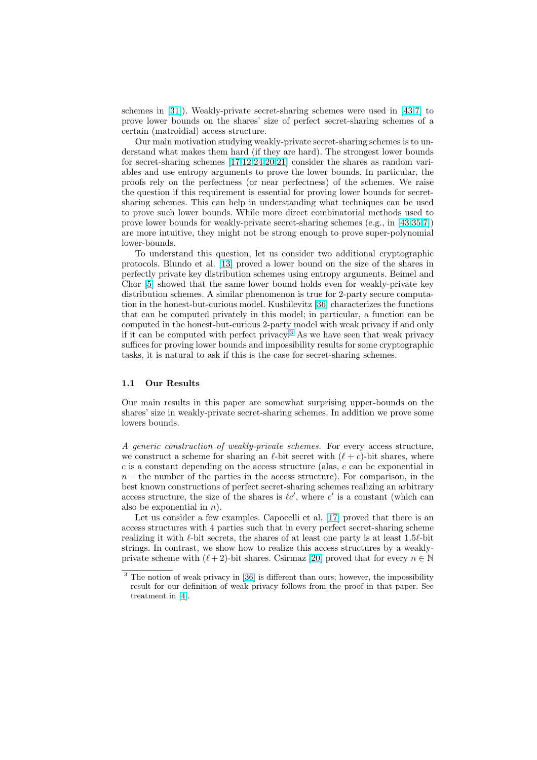schemes in [31]). Weakly-private secret-sharing schemes were used in [43,7] to prove lower bounds on the shares' size of perfect secret-sharing schemes of a certain (matroidial) access structure.

Our main motivation studying weakly-private secret-sharing schemes is to understand what makes them hard (if they are hard). The strongest lower bounds for secret-sharing schemes [17,12,24,20,21] consider the shares as random variables and use entropy arguments to prove the lower bounds. In particular, the proofs rely on the perfectness (or near perfectness) of the schemes. We raise the question if this requirement is essential for proving lower bounds for secret-sharing schemes. This can help in understanding what techniques can be used to prove such lower bounds. While more direct combinatorial methods used to prove lower bounds for weakly-private secret-sharing schemes (e.g., in [43,35,7]) are more intuitive, they might not be strong enough to prove super-polynomial lower-bounds.

To understand this question, let us consider two additional cryptographic protocols. Blundo et al. [13] proved a lower bound on the size of the shares in perfectly private key distribution schemes using entropy arguments. Beimel and Chor [5] showed that the same lower bound holds even for weakly-private key distribution schemes. A similar phenomenon is true for 2-party secure computation in the honest-but-curious model. Kushilevitz [36] characterizes the functions that can be computed privately in this model; in particular, a function can be computed in the honest-but-curious 2-party model with weak privacy if and only if it can be computed with perfect privacy.[3] As we have seen that weak privacy suffices for proving lower bounds and impossibility results for some cryptographic tasks, it is natural to ask if this is the case for secret-sharing schemes.

### 1.1 Our Results

Our main results in this paper are somewhat surprising upper-bounds on the shares' size in weakly-private secret-sharing schemes. In addition we prove some lowers bounds.

*A generic construction of weakly-private schemes.* For every access structure, we construct a scheme for sharing an $\ell$-bit secret with $(\ell + c)$-bit shares, where $c$ is a constant depending on the access structure (alas, $c$ can be exponential in $n$ – the number of the parties in the access structure). For comparison, in the best known constructions of perfect secret-sharing schemes realizing an arbitrary access structure, the size of the shares is $\ell c'$, where $c'$ is a constant (which can also be exponential in $n$).

Let us consider a few examples. Capocelli et al. [17] proved that there is an access structures with 4 parties such that in every perfect secret-sharing scheme realizing it with $\ell$-bit secrets, the shares of at least one party is at least $1.5\ell$-bit strings. In contrast, we show how to realize this access structures by a weakly-private scheme with $(\ell + 2)$-bit shares. Csirmaz [20] proved that for every $n \in \mathbb{N}$

[3] The notion of weak privacy in [36] is different than ours; however, the impossibility result for our definition of weak privacy follows from the proof in that paper. See treatment in [4].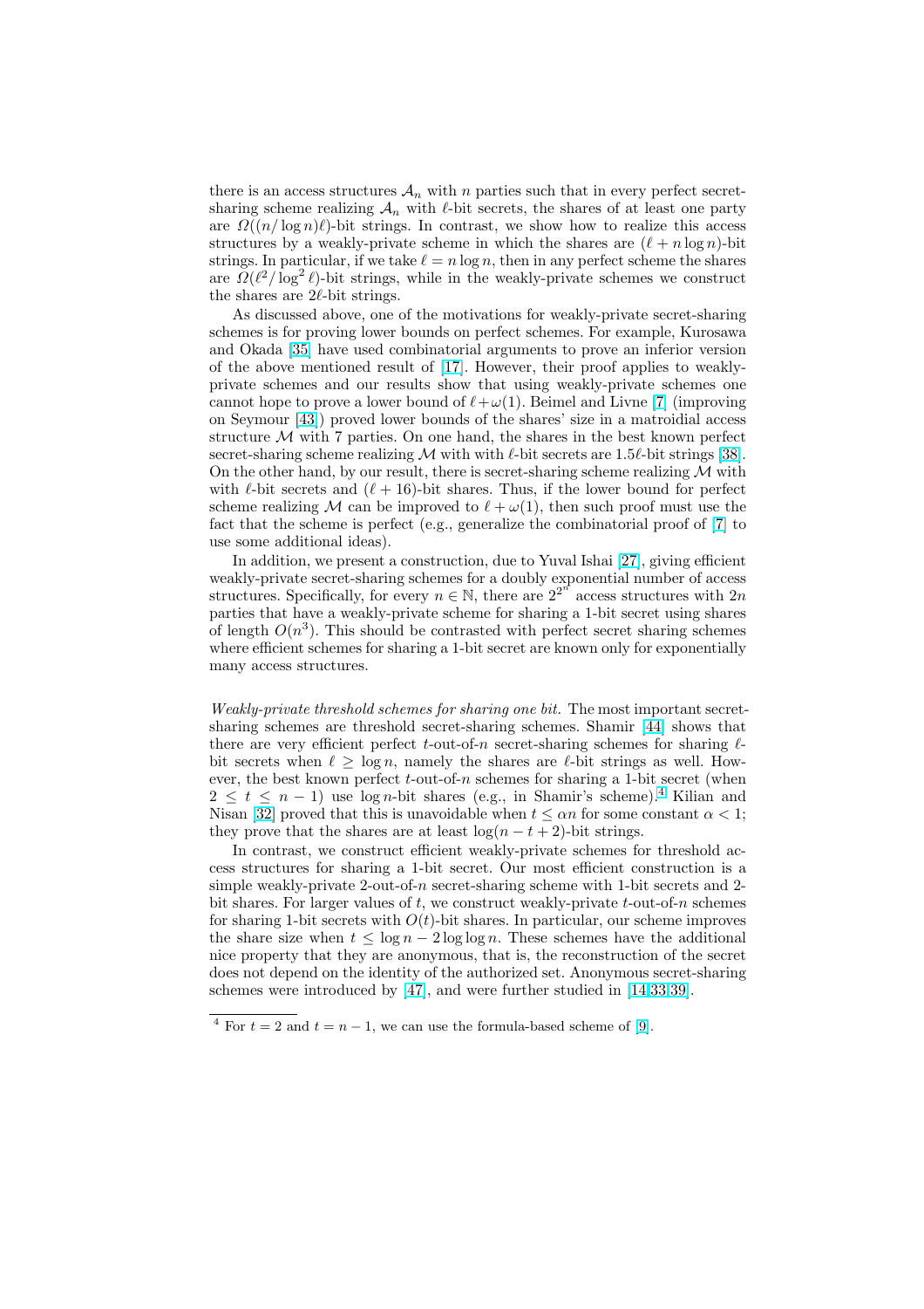there is an access structures $\mathcal{A}_n$ with $n$ parties such that in every perfect secret-sharing scheme realizing $\mathcal{A}_n$ with $\ell$-bit secrets, the shares of at least one party are $\Omega((n/\log n)\ell)$-bit strings. In contrast, we show how to realize this access structures by a weakly-private scheme in which the shares are $(\ell + n \log n)$-bit strings. In particular, if we take $\ell = n \log n$, then in any perfect scheme the shares are $\Omega(\ell^2/\log^2 \ell)$-bit strings, while in the weakly-private schemes we construct the shares are $2\ell$-bit strings.

As discussed above, one of the motivations for weakly-private secret-sharing schemes is for proving lower bounds on perfect schemes. For example, Kurosawa and Okada [35] have used combinatorial arguments to prove an inferior version of the above mentioned result of [17]. However, their proof applies to weakly-private schemes and our results show that using weakly-private schemes one cannot hope to prove a lower bound of $\ell + \omega(1)$. Beimel and Livne [7] (improving on Seymour [43]) proved lower bounds of the shares' size in a matroidial access structure $\mathcal{M}$ with 7 parties. On one hand, the shares in the best known perfect secret-sharing scheme realizing $\mathcal{M}$ with with $\ell$-bit secrets are $1.5\ell$-bit strings [38]. On the other hand, by our result, there is secret-sharing scheme realizing $\mathcal{M}$ with with $\ell$-bit secrets and $(\ell + 16)$-bit shares. Thus, if the lower bound for perfect scheme realizing $\mathcal{M}$ can be improved to $\ell + \omega(1)$, then such proof must use the fact that the scheme is perfect (e.g., generalize the combinatorial proof of [7] to use some additional ideas).

In addition, we present a construction, due to Yuval Ishai [27], giving efficient weakly-private secret-sharing schemes for a doubly exponential number of access structures. Specifically, for every $n \in \mathbb{N}$, there are $2^{2^n}$ access structures with $2n$ parties that have a weakly-private scheme for sharing a 1-bit secret using shares of length $O(n^3)$. This should be contrasted with perfect secret sharing schemes where efficient schemes for sharing a 1-bit secret are known only for exponentially many access structures.

*Weakly-private threshold schemes for sharing one bit.* The most important secret-sharing schemes are threshold secret-sharing schemes. Shamir [44] shows that there are very efficient perfect $t$-out-of-$n$ secret-sharing schemes for sharing $\ell$-bit secrets when $\ell \geq \log n$, namely the shares are $\ell$-bit strings as well. However, the best known perfect $t$-out-of-$n$ schemes for sharing a 1-bit secret (when $2 \leq t \leq n - 1$) use $\log n$-bit shares (e.g., in Shamir's scheme).[4] Kilian and Nisan [32] proved that this is unavoidable when $t \leq \alpha n$ for some constant $\alpha < 1$; they prove that the shares are at least $\log(n - t + 2)$-bit strings.

In contrast, we construct efficient weakly-private schemes for threshold access structures for sharing a 1-bit secret. Our most efficient construction is a simple weakly-private 2-out-of-$n$ secret-sharing scheme with 1-bit secrets and 2-bit shares. For larger values of $t$, we construct weakly-private $t$-out-of-$n$ schemes for sharing 1-bit secrets with $O(t)$-bit shares. In particular, our scheme improves the share size when $t \leq \log n - 2 \log \log n$. These schemes have the additional nice property that they are anonymous, that is, the reconstruction of the secret does not depend on the identity of the authorized set. Anonymous secret-sharing schemes were introduced by [47], and were further studied in [14,33,39].

[4] For $t = 2$ and $t = n - 1$, we can use the formula-based scheme of [9].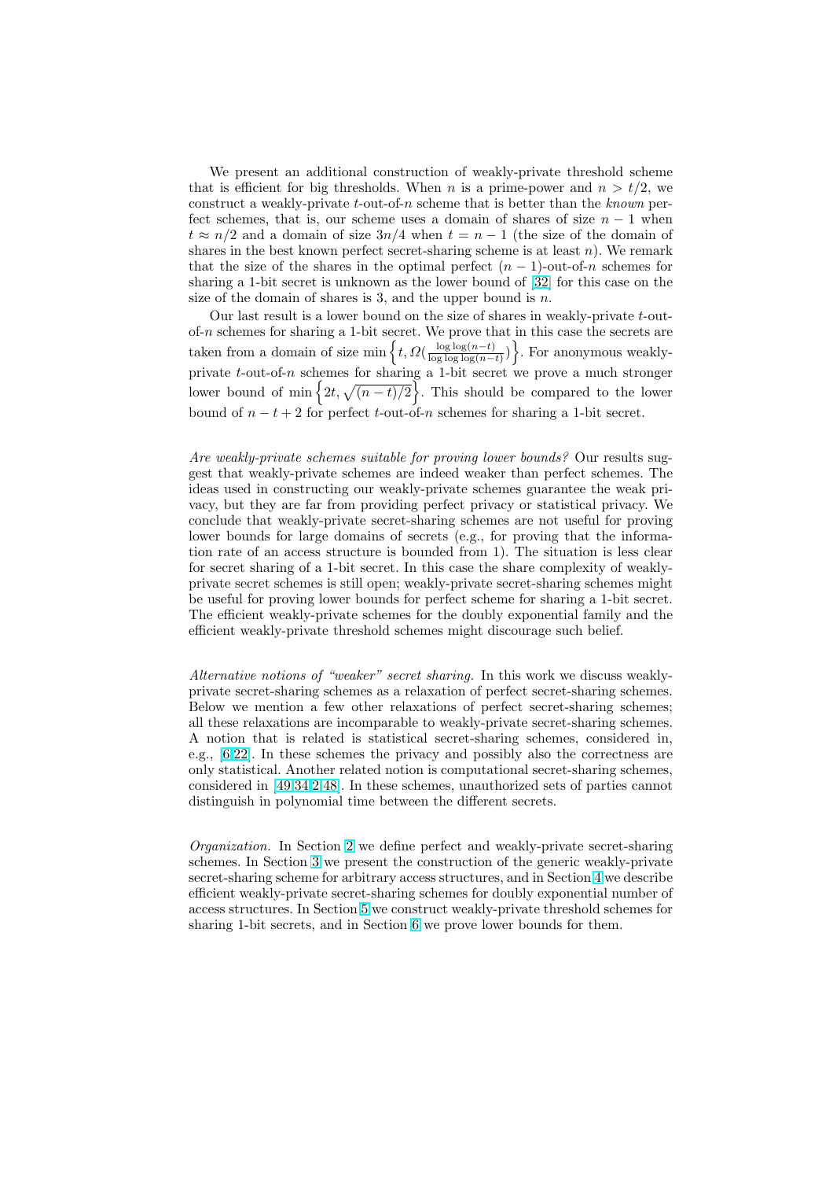We present an additional construction of weakly-private threshold scheme that is efficient for big thresholds. When $n$ is a prime-power and $n > t/2$, we construct a weakly-private $t$-out-of-$n$ scheme that is better than the *known* perfect schemes, that is, our scheme uses a domain of shares of size $n-1$ when $t \approx n/2$ and a domain of size $3n/4$ when $t = n-1$ (the size of the domain of shares in the best known perfect secret-sharing scheme is at least $n$). We remark that the size of the shares in the optimal perfect $(n-1)$-out-of-$n$ schemes for sharing a 1-bit secret is unknown as the lower bound of [32] for this case on the size of the domain of shares is 3, and the upper bound is $n$.

Our last result is a lower bound on the size of shares in weakly-private $t$-out-of-$n$ schemes for sharing a 1-bit secret. We prove that in this case the secrets are taken from a domain of size $\min\left\{t, \Omega(\frac{\log\log(n-t)}{\log\log\log(n-t)})\right\}$. For anonymous weakly-private $t$-out-of-$n$ schemes for sharing a 1-bit secret we prove a much stronger lower bound of $\min\left\{2t, \sqrt{(n-t)/2}\right\}$. This should be compared to the lower bound of $n-t+2$ for perfect $t$-out-of-$n$ schemes for sharing a 1-bit secret.

*Are weakly-private schemes suitable for proving lower bounds?* Our results suggest that weakly-private schemes are indeed weaker than perfect schemes. The ideas used in constructing our weakly-private schemes guarantee the weak privacy, but they are far from providing perfect privacy or statistical privacy. We conclude that weakly-private secret-sharing schemes are not useful for proving lower bounds for large domains of secrets (e.g., for proving that the information rate of an access structure is bounded from 1). The situation is less clear for secret sharing of a 1-bit secret. In this case the share complexity of weakly-private secret schemes is still open; weakly-private secret-sharing schemes might be useful for proving lower bounds for perfect scheme for sharing a 1-bit secret. The efficient weakly-private schemes for the doubly exponential family and the efficient weakly-private threshold schemes might discourage such belief.

*Alternative notions of "weaker" secret sharing.* In this work we discuss weakly-private secret-sharing schemes as a relaxation of perfect secret-sharing schemes. Below we mention a few other relaxations of perfect secret-sharing schemes; all these relaxations are incomparable to weakly-private secret-sharing schemes. A notion that is related is statistical secret-sharing schemes, considered in, e.g., [6,22]. In these schemes the privacy and possibly also the correctness are only statistical. Another related notion is computational secret-sharing schemes, considered in [49,34,2,48]. In these schemes, unauthorized sets of parties cannot distinguish in polynomial time between the different secrets.

*Organization.* In Section 2 we define perfect and weakly-private secret-sharing schemes. In Section 3 we present the construction of the generic weakly-private secret-sharing scheme for arbitrary access structures, and in Section 4 we describe efficient weakly-private secret-sharing schemes for doubly exponential number of access structures. In Section 5 we construct weakly-private threshold schemes for sharing 1-bit secrets, and in Section 6 we prove lower bounds for them.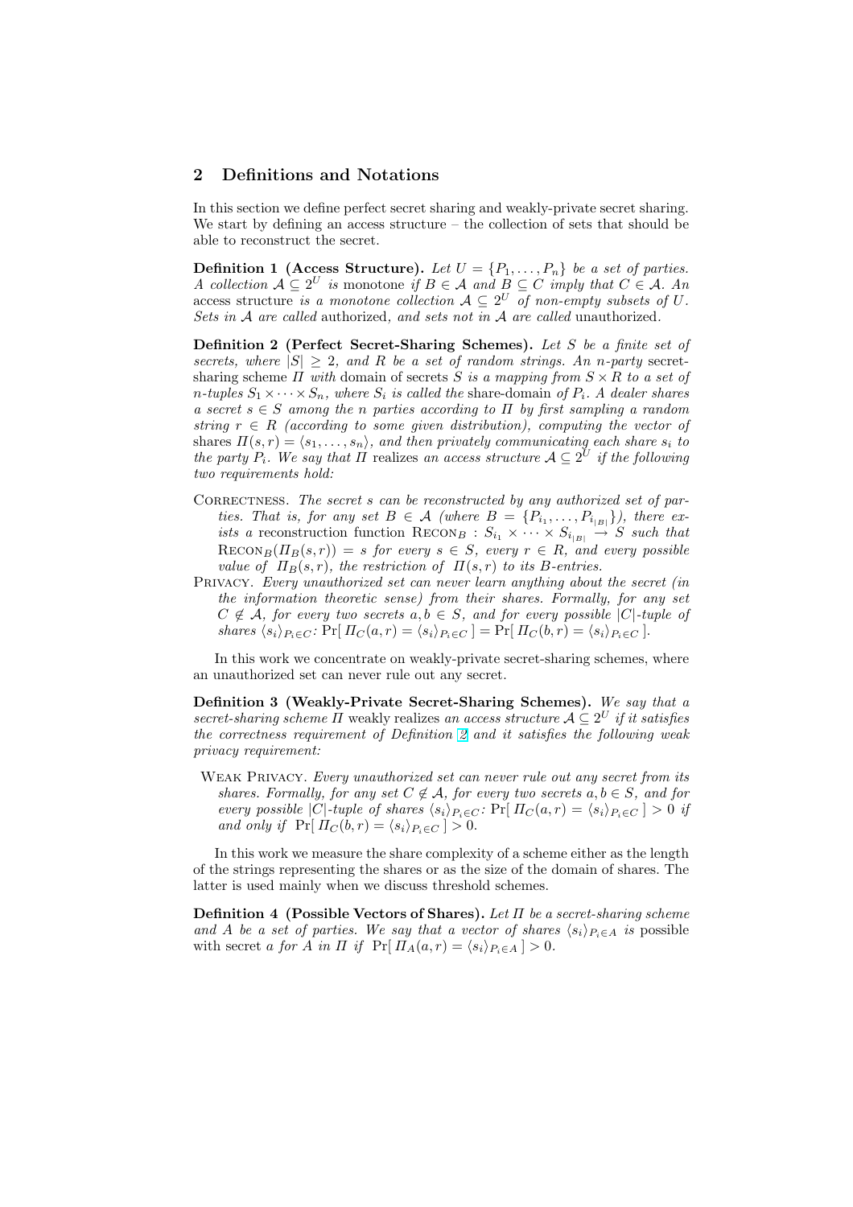## 2 Definitions and Notations

In this section we define perfect secret sharing and weakly-private secret sharing. We start by defining an access structure – the collection of sets that should be able to reconstruct the secret.

**Definition 1 (Access Structure).** *Let $U = \{P_1, \ldots, P_n\}$ be a set of parties. A collection $\mathcal{A} \subseteq 2^U$ is* monotone *if $B \in \mathcal{A}$ and $B \subseteq C$ imply that $C \in \mathcal{A}$. An* access structure *is a monotone collection $\mathcal{A} \subseteq 2^U$ of non-empty subsets of $U$. Sets in $\mathcal{A}$ are called* authorized, *and sets not in $\mathcal{A}$ are called* unauthorized.

**Definition 2 (Perfect Secret-Sharing Schemes).** *Let $S$ be a finite set of secrets, where $|S| \geq 2$, and $R$ be a set of random strings. An $n$-party* secret-sharing scheme *$\Pi$ with* domain of secrets *$S$ is a mapping from $S \times R$ to a set of $n$-tuples $S_1 \times \cdots \times S_n$, where $S_i$ is called the* share-domain *of $P_i$. A dealer shares a secret $s \in S$ among the $n$ parties according to $\Pi$ by first sampling a random string $r \in R$ (according to some given distribution), computing the vector of* shares *$\Pi(s, r) = \langle s_1, \ldots, s_n \rangle$, and then privately communicating each share $s_i$ to the party $P_i$. We say that $\Pi$* realizes *an access structure $\mathcal{A} \subseteq 2^U$ if the following two requirements hold:*

Correctness. *The secret $s$ can be reconstructed by any authorized set of parties. That is, for any set $B \in \mathcal{A}$ (where $B = \{P_{i_1}, \ldots, P_{i_{|B|}}\}$), there exists a* reconstruction function *$\text{Recon}_B : S_{i_1} \times \cdots \times S_{i_{|B|}} \to S$ such that $\text{Recon}_B(\Pi_B(s, r)) = s$ for every $s \in S$, every $r \in R$, and every possible value of $\Pi_B(s, r)$, the restriction of $\Pi(s, r)$ to its $B$-entries.*

Privacy. *Every unauthorized set can never learn anything about the secret (in the information theoretic sense) from their shares. Formally, for any set $C \notin \mathcal{A}$, for every two secrets $a, b \in S$, and for every possible $|C|$-tuple of shares $\langle s_i \rangle_{P_i \in C}$: $\Pr[\, \Pi_C(a, r) = \langle s_i \rangle_{P_i \in C} \,] = \Pr[\, \Pi_C(b, r) = \langle s_i \rangle_{P_i \in C} \,]$.*

In this work we concentrate on weakly-private secret-sharing schemes, where an unauthorized set can never rule out any secret.

**Definition 3 (Weakly-Private Secret-Sharing Schemes).** *We say that a secret-sharing scheme $\Pi$* weakly realizes *an access structure $\mathcal{A} \subseteq 2^U$ if it satisfies the correctness requirement of Definition 2 and it satisfies the following weak privacy requirement:*

Weak Privacy. *Every unauthorized set can never rule out any secret from its shares. Formally, for any set $C \notin \mathcal{A}$, for every two secrets $a, b \in S$, and for every possible $|C|$-tuple of shares $\langle s_i \rangle_{P_i \in C}$: $\Pr[\, \Pi_C(a, r) = \langle s_i \rangle_{P_i \in C} \,] > 0$ if and only if $\Pr[\, \Pi_C(b, r) = \langle s_i \rangle_{P_i \in C} \,] > 0$.*

In this work we measure the share complexity of a scheme either as the length of the strings representing the shares or as the size of the domain of shares. The latter is used mainly when we discuss threshold schemes.

**Definition 4 (Possible Vectors of Shares).** *Let $\Pi$ be a secret-sharing scheme and $A$ be a set of parties. We say that a vector of shares $\langle s_i \rangle_{P_i \in A}$ is* possible *with secret $a$ for $A$ in $\Pi$ if $\Pr[\, \Pi_A(a, r) = \langle s_i \rangle_{P_i \in A} \,] > 0$.*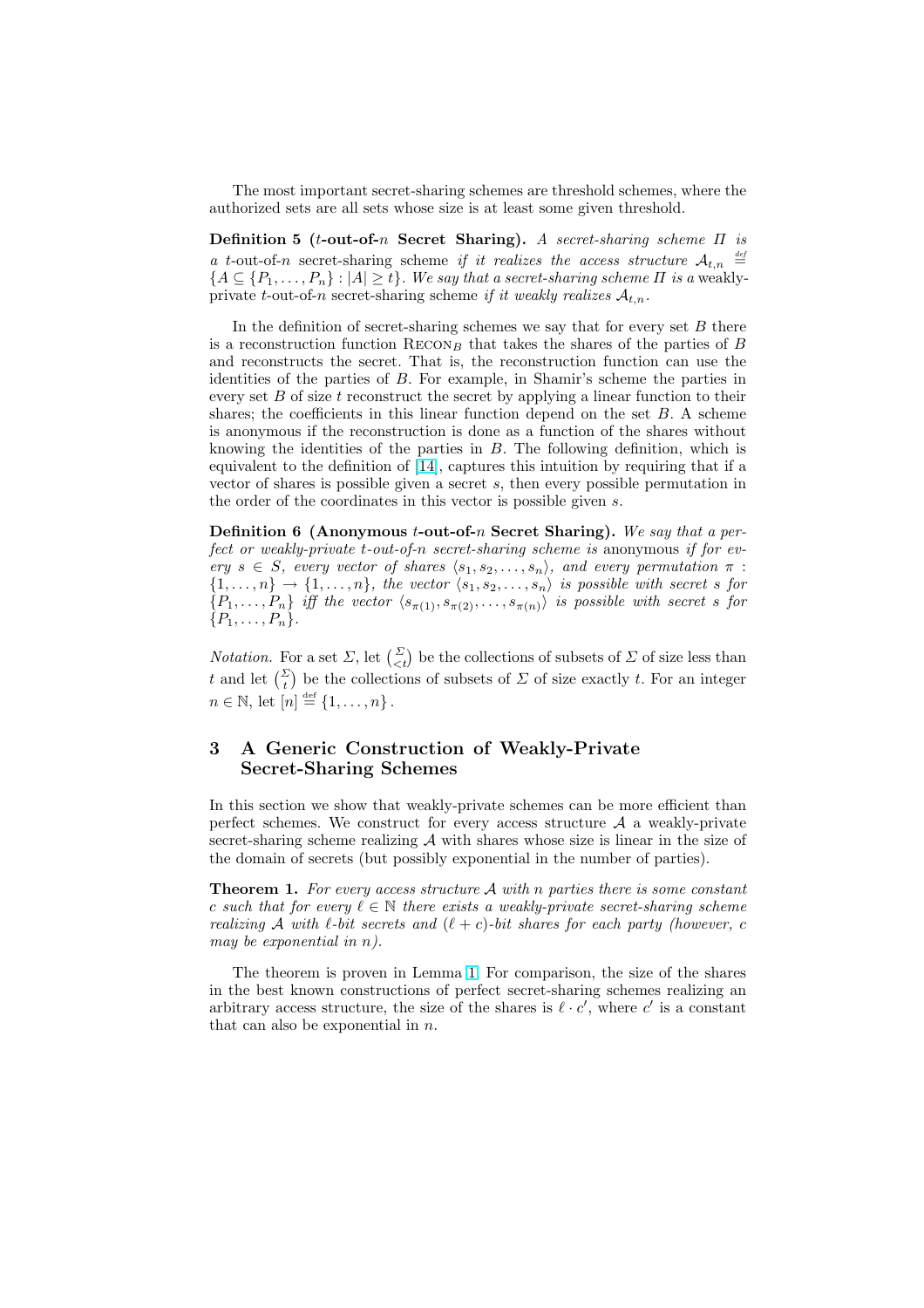The most important secret-sharing schemes are threshold schemes, where the authorized sets are all sets whose size is at least some given threshold.

**Definition 5 ($t$-out-of-$n$ Secret Sharing).** *A secret-sharing scheme $\Pi$ is a* $t$-out-of-$n$ secret-sharing scheme *if it realizes the access structure $\mathcal{A}_{t,n} \stackrel{\text{def}}{=} \{A \subseteq \{P_1, \ldots, P_n\} : |A| \geq t\}$. We say that a secret-sharing scheme $\Pi$ is a* weakly-private $t$-out-of-$n$ secret-sharing scheme *if it weakly realizes $\mathcal{A}_{t,n}$.*

In the definition of secret-sharing schemes we say that for every set $B$ there is a reconstruction function $\text{RECON}_B$ that takes the shares of the parties of $B$ and reconstructs the secret. That is, the reconstruction function can use the identities of the parties of $B$. For example, in Shamir's scheme the parties in every set $B$ of size $t$ reconstruct the secret by applying a linear function to their shares; the coefficients in this linear function depend on the set $B$. A scheme is anonymous if the reconstruction is done as a function of the shares without knowing the identities of the parties in $B$. The following definition, which is equivalent to the definition of [14], captures this intuition by requiring that if a vector of shares is possible given a secret $s$, then every possible permutation in the order of the coordinates in this vector is possible given $s$.

**Definition 6 (Anonymous $t$-out-of-$n$ Secret Sharing).** *We say that a perfect or weakly-private t-out-of-n secret-sharing scheme is* anonymous *if for every $s \in S$, every vector of shares $\langle s_1, s_2, \ldots, s_n \rangle$, and every permutation $\pi : \{1, \ldots, n\} \rightarrow \{1, \ldots, n\}$, the vector $\langle s_1, s_2, \ldots, s_n \rangle$ is possible with secret $s$ for $\{P_1, \ldots, P_n\}$ iff the vector $\langle s_{\pi(1)}, s_{\pi(2)}, \ldots, s_{\pi(n)} \rangle$ is possible with secret $s$ for $\{P_1, \ldots, P_n\}$.*

*Notation.* For a set $\Sigma$, let $\binom{\Sigma}{<t}$ be the collections of subsets of $\Sigma$ of size less than $t$ and let $\binom{\Sigma}{t}$ be the collections of subsets of $\Sigma$ of size exactly $t$. For an integer $n \in \mathbb{N}$, let $[n] \stackrel{\text{def}}{=} \{1, \ldots, n\}$.

## 3 A Generic Construction of Weakly-Private Secret-Sharing Schemes

In this section we show that weakly-private schemes can be more efficient than perfect schemes. We construct for every access structure $\mathcal{A}$ a weakly-private secret-sharing scheme realizing $\mathcal{A}$ with shares whose size is linear in the size of the domain of secrets (but possibly exponential in the number of parties).

**Theorem 1.** *For every access structure $\mathcal{A}$ with $n$ parties there is some constant $c$ such that for every $\ell \in \mathbb{N}$ there exists a weakly-private secret-sharing scheme realizing $\mathcal{A}$ with $\ell$-bit secrets and $(\ell + c)$-bit shares for each party (however, $c$ may be exponential in $n$).*

The theorem is proven in Lemma 1. For comparison, the size of the shares in the best known constructions of perfect secret-sharing schemes realizing an arbitrary access structure, the size of the shares is $\ell \cdot c'$, where $c'$ is a constant that can also be exponential in $n$.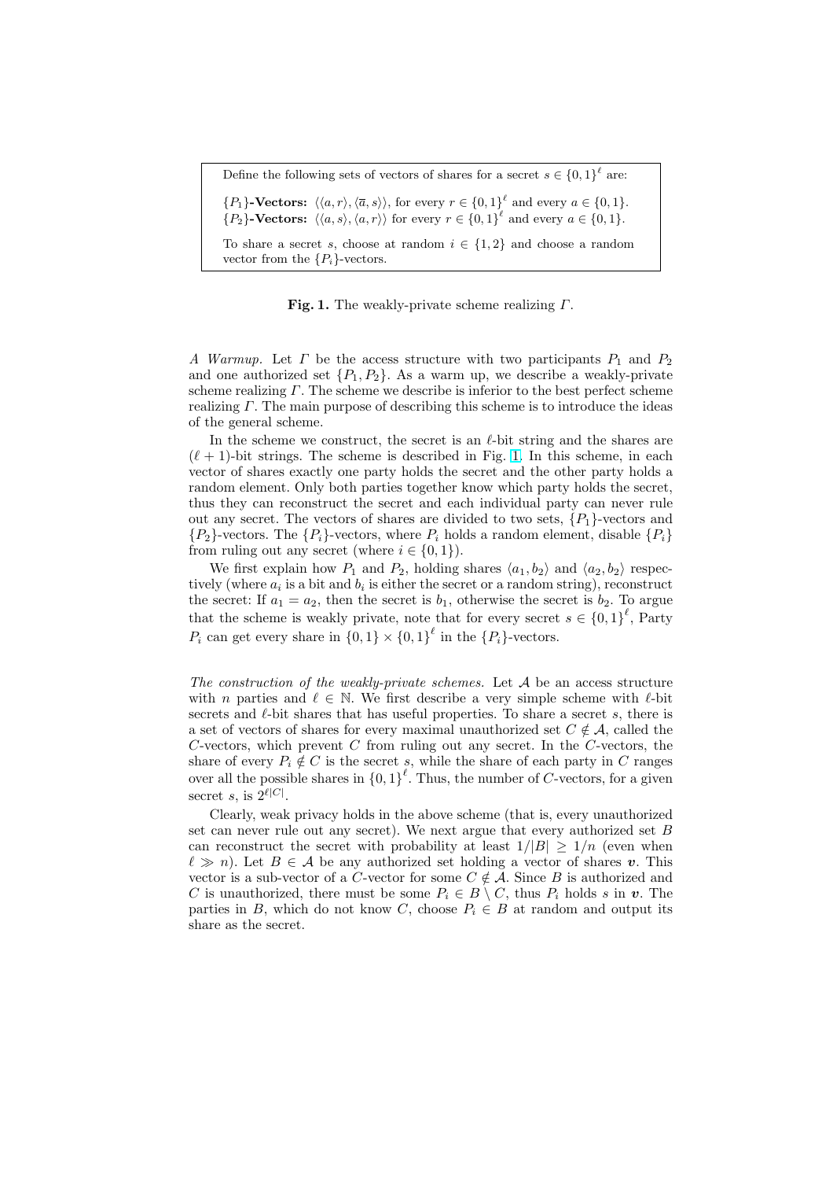Define the following sets of vectors of shares for a secret $s \in \{0,1\}^\ell$ are:

**$\{P_1\}$-Vectors:** $\langle\langle a, r\rangle, \langle\overline{a}, s\rangle\rangle$, for every $r \in \{0,1\}^\ell$ and every $a \in \{0,1\}$.
**$\{P_2\}$-Vectors:** $\langle\langle a, s\rangle, \langle a, r\rangle\rangle$ for every $r \in \{0,1\}^\ell$ and every $a \in \{0,1\}$.

To share a secret $s$, choose at random $i \in \{1,2\}$ and choose a random vector from the $\{P_i\}$-vectors.

**Fig. 1.** The weakly-private scheme realizing $\Gamma$.

*A Warmup.* Let $\Gamma$ be the access structure with two participants $P_1$ and $P_2$ and one authorized set $\{P_1, P_2\}$. As a warm up, we describe a weakly-private scheme realizing $\Gamma$. The scheme we describe is inferior to the best perfect scheme realizing $\Gamma$. The main purpose of describing this scheme is to introduce the ideas of the general scheme.

In the scheme we construct, the secret is an $\ell$-bit string and the shares are $(\ell+1)$-bit strings. The scheme is described in Fig. 1. In this scheme, in each vector of shares exactly one party holds the secret and the other party holds a random element. Only both parties together know which party holds the secret, thus they can reconstruct the secret and each individual party can never rule out any secret. The vectors of shares are divided to two sets, $\{P_1\}$-vectors and $\{P_2\}$-vectors. The $\{P_i\}$-vectors, where $P_i$ holds a random element, disable $\{P_i\}$ from ruling out any secret (where $i \in \{0,1\}$).

We first explain how $P_1$ and $P_2$, holding shares $\langle a_1, b_2\rangle$ and $\langle a_2, b_2\rangle$ respectively (where $a_i$ is a bit and $b_i$ is either the secret or a random string), reconstruct the secret: If $a_1 = a_2$, then the secret is $b_1$, otherwise the secret is $b_2$. To argue that the scheme is weakly private, note that for every secret $s \in \{0,1\}^\ell$, Party $P_i$ can get every share in $\{0,1\} \times \{0,1\}^\ell$ in the $\{P_i\}$-vectors.

*The construction of the weakly-private schemes.* Let $\mathcal{A}$ be an access structure with $n$ parties and $\ell \in \mathbb{N}$. We first describe a very simple scheme with $\ell$-bit secrets and $\ell$-bit shares that has useful properties. To share a secret $s$, there is a set of vectors of shares for every maximal unauthorized set $C \notin \mathcal{A}$, called the $C$-vectors, which prevent $C$ from ruling out any secret. In the $C$-vectors, the share of every $P_i \notin C$ is the secret $s$, while the share of each party in $C$ ranges over all the possible shares in $\{0,1\}^\ell$. Thus, the number of $C$-vectors, for a given secret $s$, is $2^{\ell|C|}$.

Clearly, weak privacy holds in the above scheme (that is, every unauthorized set can never rule out any secret). We next argue that every authorized set $B$ can reconstruct the secret with probability at least $1/|B| \geq 1/n$ (even when $\ell \gg n$). Let $B \in \mathcal{A}$ be any authorized set holding a vector of shares $\boldsymbol{v}$. This vector is a sub-vector of a $C$-vector for some $C \notin \mathcal{A}$. Since $B$ is authorized and $C$ is unauthorized, there must be some $P_i \in B \setminus C$, thus $P_i$ holds $s$ in $\boldsymbol{v}$. The parties in $B$, which do not know $C$, choose $P_i \in B$ at random and output its share as the secret.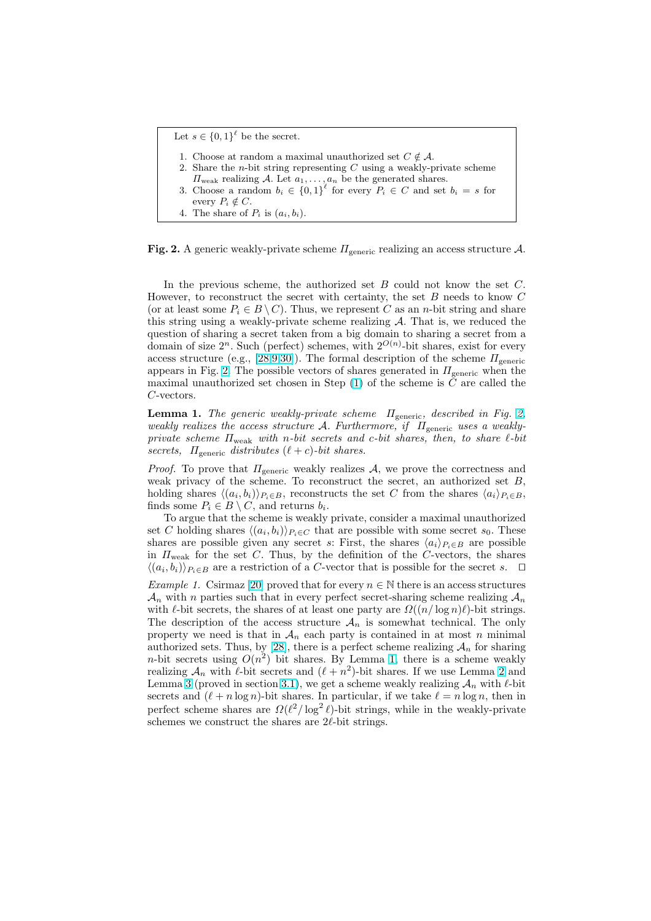Let $s \in \{0,1\}^\ell$ be the secret.

1. Choose at random a maximal unauthorized set $C \notin \mathcal{A}$.
2. Share the $n$-bit string representing $C$ using a weakly-private scheme $\Pi_{\text{weak}}$ realizing $\mathcal{A}$. Let $a_1, \ldots, a_n$ be the generated shares.
3. Choose a random $b_i \in \{0,1\}^\ell$ for every $P_i \in C$ and set $b_i = s$ for every $P_i \notin C$.
4. The share of $P_i$ is $(a_i, b_i)$.

**Fig. 2.** A generic weakly-private scheme $\Pi_{\text{generic}}$ realizing an access structure $\mathcal{A}$.

In the previous scheme, the authorized set $B$ could not know the set $C$. However, to reconstruct the secret with certainty, the set $B$ needs to know $C$ (or at least some $P_i \in B \setminus C$). Thus, we represent $C$ as an $n$-bit string and share this string using a weakly-private scheme realizing $\mathcal{A}$. That is, we reduced the question of sharing a secret taken from a big domain to sharing a secret from a domain of size $2^n$. Such (perfect) schemes, with $2^{O(n)}$-bit shares, exist for every access structure (e.g., [28,9,30]). The formal description of the scheme $\Pi_{\text{generic}}$ appears in Fig. 2. The possible vectors of shares generated in $\Pi_{\text{generic}}$ when the maximal unauthorized set chosen in Step (1) of the scheme is $C$ are called the $C$-vectors.

**Lemma 1.** *The generic weakly-private scheme $\Pi_{\text{generic}}$, described in Fig. 2, weakly realizes the access structure $\mathcal{A}$. Furthermore, if $\Pi_{\text{generic}}$ uses a weakly-private scheme $\Pi_{\text{weak}}$ with $n$-bit secrets and $c$-bit shares, then, to share $\ell$-bit secrets, $\Pi_{\text{generic}}$ distributes $(\ell + c)$-bit shares.*

*Proof.* To prove that $\Pi_{\text{generic}}$ weakly realizes $\mathcal{A}$, we prove the correctness and weak privacy of the scheme. To reconstruct the secret, an authorized set $B$, holding shares $\langle (a_i, b_i) \rangle_{P_i \in B}$, reconstructs the set $C$ from the shares $\langle a_i \rangle_{P_i \in B}$, finds some $P_i \in B \setminus C$, and returns $b_i$.

To argue that the scheme is weakly private, consider a maximal unauthorized set $C$ holding shares $\langle (a_i, b_i) \rangle_{P_i \in C}$ that are possible with some secret $s_0$. These shares are possible given any secret $s$: First, the shares $\langle a_i \rangle_{P_i \in B}$ are possible in $\Pi_{\text{weak}}$ for the set $C$. Thus, by the definition of the $C$-vectors, the shares $\langle (a_i, b_i) \rangle_{P_i \in B}$ are a restriction of a $C$-vector that is possible for the secret $s$. $\square$

*Example 1.* Csirmaz [20] proved that for every $n \in \mathbb{N}$ there is an access structures $\mathcal{A}_n$ with $n$ parties such that in every perfect secret-sharing scheme realizing $\mathcal{A}_n$ with $\ell$-bit secrets, the shares of at least one party are $\Omega((n/\log n)\ell)$-bit strings. The description of the access structure $\mathcal{A}_n$ is somewhat technical. The only property we need is that in $\mathcal{A}_n$ each party is contained in at most $n$ minimal authorized sets. Thus, by [28], there is a perfect scheme realizing $\mathcal{A}_n$ for sharing $n$-bit secrets using $O(n^2)$ bit shares. By Lemma 1, there is a scheme weakly realizing $\mathcal{A}_n$ with $\ell$-bit secrets and $(\ell + n^2)$-bit shares. If we use Lemma 2 and Lemma 3 (proved in section 3.1), we get a scheme weakly realizing $\mathcal{A}_n$ with $\ell$-bit secrets and $(\ell + n \log n)$-bit shares. In particular, if we take $\ell = n \log n$, then in perfect scheme shares are $\Omega(\ell^2/\log^2 \ell)$-bit strings, while in the weakly-private schemes we construct the shares are $2\ell$-bit strings.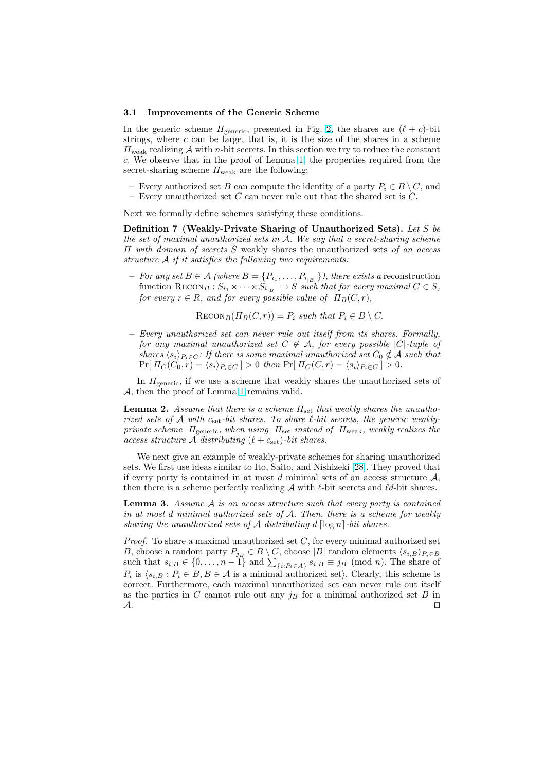### 3.1 Improvements of the Generic Scheme

In the generic scheme $\Pi_{\text{generic}}$, presented in Fig. 2, the shares are $(\ell + c)$-bit strings, where $c$ can be large, that is, it is the size of the shares in a scheme $\Pi_{\text{weak}}$ realizing $\mathcal{A}$ with $n$-bit secrets. In this section we try to reduce the constant $c$. We observe that in the proof of Lemma 1, the properties required from the secret-sharing scheme $\Pi_{\text{weak}}$ are the following:

- Every authorized set $B$ can compute the identity of a party $P_i \in B \setminus C$, and
- Every unauthorized set $C$ can never rule out that the shared set is $C$.

Next we formally define schemes satisfying these conditions.

**Definition 7 (Weakly-Private Sharing of Unauthorized Sets).** *Let $S$ be the set of maximal unauthorized sets in $\mathcal{A}$. We say that a secret-sharing scheme $\Pi$ with domain of secrets $S$* weakly shares the unauthorized sets *of an access structure $\mathcal{A}$ if it satisfies the following two requirements:*

- *For any set $B \in \mathcal{A}$ (where $B = \{P_{i_1}, \dots, P_{i_{|B|}}\}$), there exists a* reconstruction function $\textsc{Recon}_B : S_{i_1} \times \cdots \times S_{i_{|B|}} \to S$ *such that for every maximal $C \in S$, for every $r \in R$, and for every possible value of $\Pi_B(C, r)$,*
$$\textsc{Recon}_B(\Pi_B(C, r)) = P_i \text{ such that } P_i \in B \setminus C.$$
- *Every unauthorized set can never rule out itself from its shares. Formally, for any maximal unauthorized set $C \notin \mathcal{A}$, for every possible $|C|$-tuple of shares $\langle s_i \rangle_{P_i \in C}$: If there is some maximal unauthorized set $C_0 \notin \mathcal{A}$ such that $\Pr[\,\Pi_C(C_0, r) = \langle s_i \rangle_{P_i \in C}\,] > 0$ then $\Pr[\,\Pi_C(C, r) = \langle s_i \rangle_{P_i \in C}\,] > 0$.*

In $\Pi_{\text{generic}}$, if we use a scheme that weakly shares the unauthorized sets of $\mathcal{A}$, then the proof of Lemma 1 remains valid.

**Lemma 2.** *Assume that there is a scheme $\Pi_{\text{set}}$ that weakly shares the unauthorized sets of $\mathcal{A}$ with $c_{\text{set}}$-bit shares. To share $\ell$-bit secrets, the generic weakly-private scheme $\Pi_{\text{generic}}$, when using $\Pi_{\text{set}}$ instead of $\Pi_{\text{weak}}$, weakly realizes the access structure $\mathcal{A}$ distributing $(\ell + c_{\text{set}})$-bit shares.*

We next give an example of weakly-private schemes for sharing unauthorized sets. We first use ideas similar to Ito, Saito, and Nishizeki [28]. They proved that if every party is contained in at most $d$ minimal sets of an access structure $\mathcal{A}$, then there is a scheme perfectly realizing $\mathcal{A}$ with $\ell$-bit secrets and $\ell d$-bit shares.

**Lemma 3.** *Assume $\mathcal{A}$ is an access structure such that every party is contained in at most $d$ minimal authorized sets of $\mathcal{A}$. Then, there is a scheme for weakly sharing the unauthorized sets of $\mathcal{A}$ distributing $d \lceil \log n \rceil$-bit shares.*

*Proof.* To share a maximal unauthorized set $C$, for every minimal authorized set $B$, choose a random party $P_{j_B} \in B \setminus C$, choose $|B|$ random elements $\langle s_{i,B} \rangle_{P_i \in B}$ such that $s_{i,B} \in \{0, \dots, n-1\}$ and $\sum_{\{i : P_i \in A\}} s_{i,B} \equiv j_B \pmod{n}$. The share of $P_i$ is $\langle s_{i,B} : P_i \in B, B \in \mathcal{A}$ is a minimal authorized set$\rangle$. Clearly, this scheme is correct. Furthermore, each maximal unauthorized set can never rule out itself as the parties in $C$ cannot rule out any $j_B$ for a minimal authorized set $B$ in $\mathcal{A}$. $\square$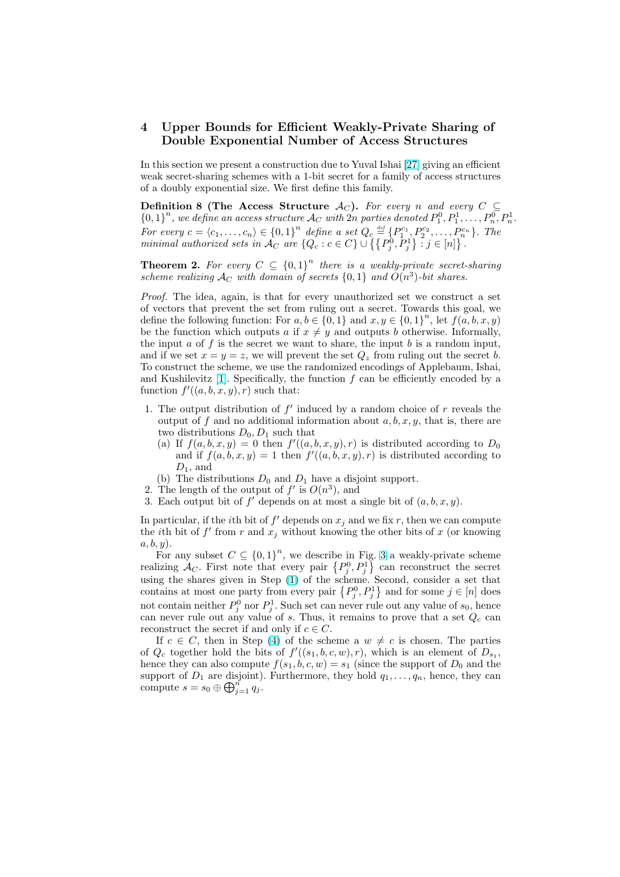## 4 Upper Bounds for Efficient Weakly-Private Sharing of Double Exponential Number of Access Structures

In this section we present a construction due to Yuval Ishai [27] giving an efficient weak secret-sharing schemes with a 1-bit secret for a family of access structures of a doubly exponential size. We first define this family.

**Definition 8 (The Access Structure $\mathcal{A}_C$).** *For every $n$ and every $C \subseteq \{0,1\}^n$, we define an access structure $\mathcal{A}_C$ with $2n$ parties denoted $P_1^0, P_1^1, \ldots, P_n^0, P_n^1$. For every $c = \langle c_1, \ldots, c_n \rangle \in \{0,1\}^n$ define a set $Q_c \stackrel{\text{def}}{=} \{P_1^{c_1}, P_2^{c_2}, \ldots, P_n^{c_n}\}$. The minimal authorized sets in $\mathcal{A}_C$ are $\{Q_c : c \in C\} \cup \{\{P_j^0, P_j^1\} : j \in [n]\}$.*

**Theorem 2.** *For every $C \subseteq \{0,1\}^n$ there is a weakly-private secret-sharing scheme realizing $\mathcal{A}_C$ with domain of secrets $\{0,1\}$ and $O(n^3)$-bit shares.*

*Proof.* The idea, again, is that for every unauthorized set we construct a set of vectors that prevent the set from ruling out a secret. Towards this goal, we define the following function: For $a, b \in \{0,1\}$ and $x, y \in \{0,1\}^n$, let $f(a,b,x,y)$ be the function which outputs $a$ if $x \neq y$ and outputs $b$ otherwise. Informally, the input $a$ of $f$ is the secret we want to share, the input $b$ is a random input, and if we set $x = y = z$, we will prevent the set $Q_z$ from ruling out the secret $b$. To construct the scheme, we use the randomized encodings of Applebaum, Ishai, and Kushilevitz [1]. Specifically, the function $f$ can be efficiently encoded by a function $f'((a,b,x,y),r)$ such that:

1. The output distribution of $f'$ induced by a random choice of $r$ reveals the output of $f$ and no additional information about $a, b, x, y$, that is, there are two distributions $D_0, D_1$ such that
   (a) If $f(a,b,x,y) = 0$ then $f'((a,b,x,y),r)$ is distributed according to $D_0$ and if $f(a,b,x,y) = 1$ then $f'((a,b,x,y),r)$ is distributed according to $D_1$, and
   (b) The distributions $D_0$ and $D_1$ have a disjoint support.
2. The length of the output of $f'$ is $O(n^3)$, and
3. Each output bit of $f'$ depends on at most a single bit of $(a,b,x,y)$.

In particular, if the $i$th bit of $f'$ depends on $x_j$ and we fix $r$, then we can compute the $i$th bit of $f'$ from $r$ and $x_j$ without knowing the other bits of $x$ (or knowing $a, b, y$).

For any subset $C \subseteq \{0,1\}^n$, we describe in Fig. 3 a weakly-private scheme realizing $\mathcal{A}_C$. First note that every pair $\{P_j^0, P_j^1\}$ can reconstruct the secret using the shares given in Step (1) of the scheme. Second, consider a set that contains at most one party from every pair $\{P_j^0, P_j^1\}$ and for some $j \in [n]$ does not contain neither $P_j^0$ nor $P_j^1$. Such set can never rule out any value of $s_0$, hence can never rule out any value of $s$. Thus, it remains to prove that a set $Q_c$ can reconstruct the secret if and only if $c \in C$.

If $c \in C$, then in Step (4) of the scheme a $w \neq c$ is chosen. The parties of $Q_c$ together hold the bits of $f'((s_1,b,c,w),r)$, which is an element of $D_{s_1}$, hence they can also compute $f(s_1,b,c,w) = s_1$ (since the support of $D_0$ and the support of $D_1$ are disjoint). Furthermore, they hold $q_1, \ldots, q_n$, hence, they can compute $s = s_0 \oplus \bigoplus_{j=1}^n q_j$.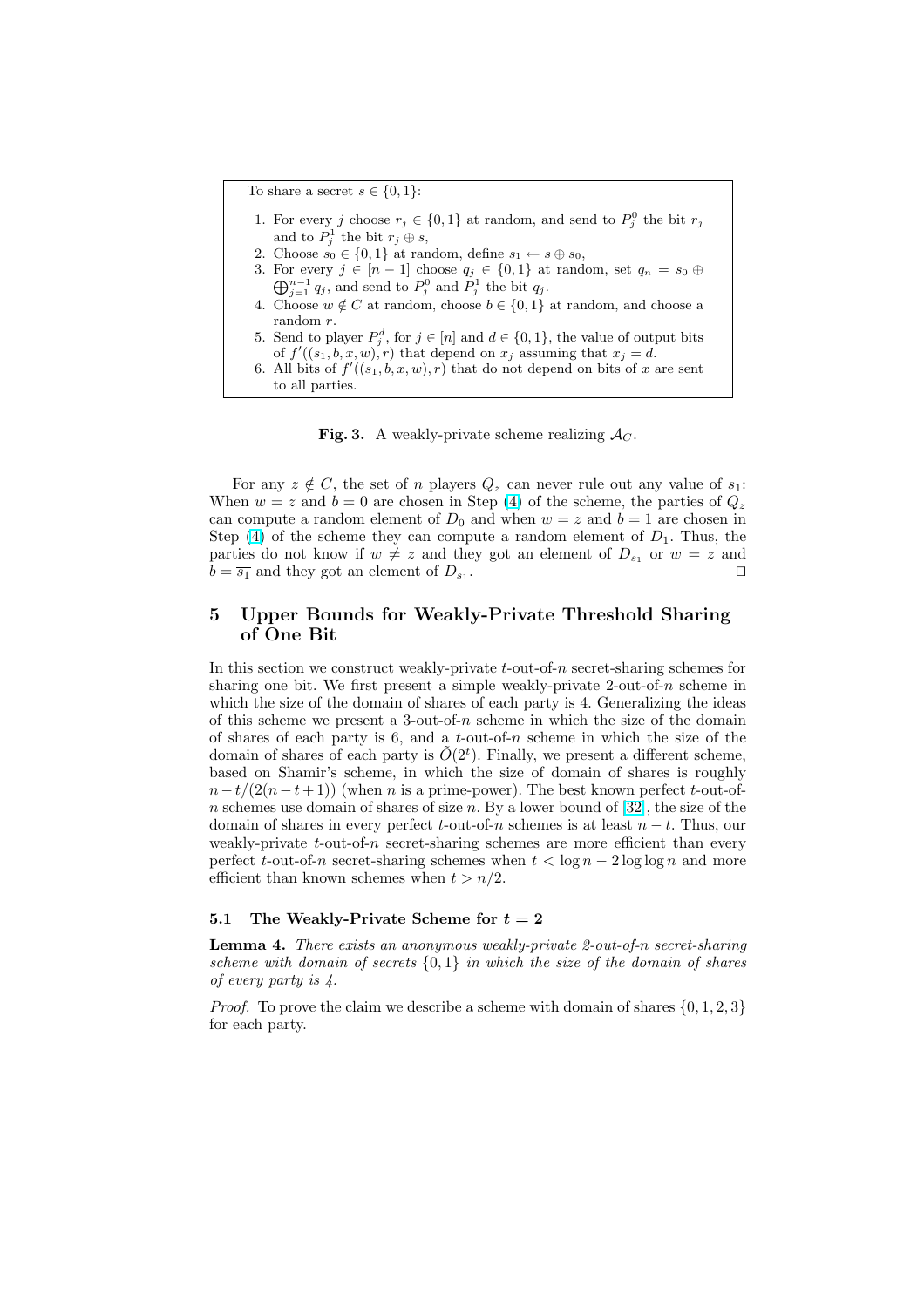To share a secret $s \in \{0,1\}$:

1. For every $j$ choose $r_j \in \{0,1\}$ at random, and send to $P_j^0$ the bit $r_j$ and to $P_j^1$ the bit $r_j \oplus s$,
2. Choose $s_0 \in \{0,1\}$ at random, define $s_1 \leftarrow s \oplus s_0$,
3. For every $j \in [n-1]$ choose $q_j \in \{0,1\}$ at random, set $q_n = s_0 \oplus \bigoplus_{j=1}^{n-1} q_j$, and send to $P_j^0$ and $P_j^1$ the bit $q_j$.
4. Choose $w \notin C$ at random, choose $b \in \{0,1\}$ at random, and choose a random $r$.
5. Send to player $P_j^d$, for $j \in [n]$ and $d \in \{0,1\}$, the value of output bits of $f'((s_1, b, x, w), r)$ that depend on $x_j$ assuming that $x_j = d$.
6. All bits of $f'((s_1, b, x, w), r)$ that do not depend on bits of $x$ are sent to all parties.

**Fig. 3.** A weakly-private scheme realizing $\mathcal{A}_C$.

For any $z \notin C$, the set of $n$ players $Q_z$ can never rule out any value of $s_1$: When $w = z$ and $b = 0$ are chosen in Step (4) of the scheme, the parties of $Q_z$ can compute a random element of $D_0$ and when $w = z$ and $b = 1$ are chosen in Step (4) of the scheme they can compute a random element of $D_1$. Thus, the parties do not know if $w \neq z$ and they got an element of $D_{s_1}$ or $w = z$ and $b = \overline{s_1}$ and they got an element of $D_{\overline{s_1}}$. ◻

## 5 Upper Bounds for Weakly-Private Threshold Sharing of One Bit

In this section we construct weakly-private $t$-out-of-$n$ secret-sharing schemes for sharing one bit. We first present a simple weakly-private 2-out-of-$n$ scheme in which the size of the domain of shares of each party is 4. Generalizing the ideas of this scheme we present a 3-out-of-$n$ scheme in which the size of the domain of shares of each party is 6, and a $t$-out-of-$n$ scheme in which the size of the domain of shares of each party is $\tilde{O}(2^t)$. Finally, we present a different scheme, based on Shamir's scheme, in which the size of domain of shares is roughly $n - t/(2(n-t+1))$ (when $n$ is a prime-power). The best known perfect $t$-out-of-$n$ schemes use domain of shares of size $n$. By a lower bound of [32], the size of the domain of shares in every perfect $t$-out-of-$n$ schemes is at least $n - t$. Thus, our weakly-private $t$-out-of-$n$ secret-sharing schemes are more efficient than every perfect $t$-out-of-$n$ secret-sharing schemes when $t < \log n - 2\log\log n$ and more efficient than known schemes when $t > n/2$.

### 5.1 The Weakly-Private Scheme for $t = 2$

**Lemma 4.** *There exists an anonymous weakly-private 2-out-of-$n$ secret-sharing scheme with domain of secrets $\{0,1\}$ in which the size of the domain of shares of every party is 4.*

*Proof.* To prove the claim we describe a scheme with domain of shares $\{0,1,2,3\}$ for each party.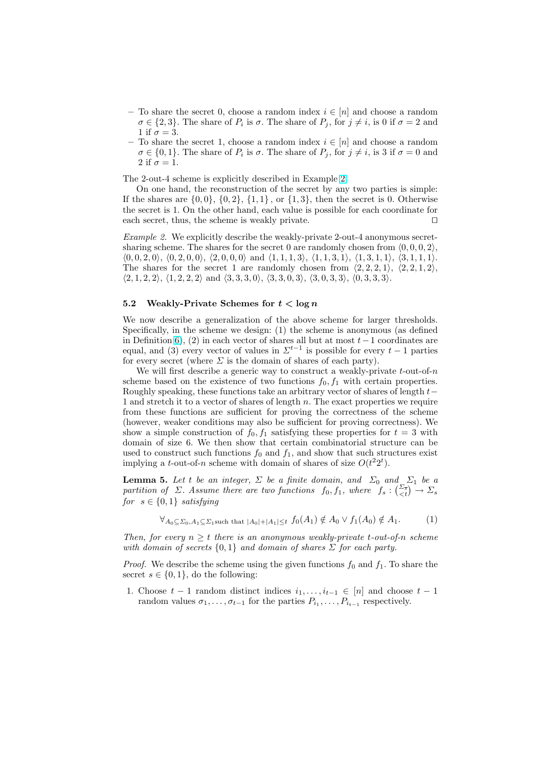– To share the secret 0, choose a random index $i \in [n]$ and choose a random $\sigma \in \{2, 3\}$. The share of $P_i$ is $\sigma$. The share of $P_j$, for $j \neq i$, is 0 if $\sigma = 2$ and 1 if $\sigma = 3$.
– To share the secret 1, choose a random index $i \in [n]$ and choose a random $\sigma \in \{0, 1\}$. The share of $P_i$ is $\sigma$. The share of $P_j$, for $j \neq i$, is 3 if $\sigma = 0$ and 2 if $\sigma = 1$.

The 2-out-4 scheme is explicitly described in Example 2.

On one hand, the reconstruction of the secret by any two parties is simple: If the shares are $\{0, 0\}$, $\{0, 2\}$, $\{1, 1\}$, or $\{1, 3\}$, then the secret is 0. Otherwise the secret is 1. On the other hand, each value is possible for each coordinate for each secret, thus, the scheme is weakly private. ◻

*Example 2.* We explicitly describe the weakly-private 2-out-4 anonymous secret-sharing scheme. The shares for the secret 0 are randomly chosen from $\langle 0, 0, 0, 2\rangle$, $\langle 0, 0, 2, 0\rangle$, $\langle 0, 2, 0, 0\rangle$, $\langle 2, 0, 0, 0\rangle$ and $\langle 1, 1, 1, 3\rangle$, $\langle 1, 1, 3, 1\rangle$, $\langle 1, 3, 1, 1\rangle$, $\langle 3, 1, 1, 1\rangle$. The shares for the secret 1 are randomly chosen from $\langle 2, 2, 2, 1\rangle$, $\langle 2, 2, 1, 2\rangle$, $\langle 2, 1, 2, 2\rangle$, $\langle 1, 2, 2, 2\rangle$ and $\langle 3, 3, 3, 0\rangle$, $\langle 3, 3, 0, 3\rangle$, $\langle 3, 0, 3, 3\rangle$, $\langle 0, 3, 3, 3\rangle$.

### 5.2 Weakly-Private Schemes for $t < \log n$

We now describe a generalization of the above scheme for larger thresholds. Specifically, in the scheme we design: (1) the scheme is anonymous (as defined in Definition 6), (2) in each vector of shares all but at most $t-1$ coordinates are equal, and (3) every vector of values in $\Sigma^{t-1}$ is possible for every $t-1$ parties for every secret (where $\Sigma$ is the domain of shares of each party).

We will first describe a generic way to construct a weakly-private $t$-out-of-$n$ scheme based on the existence of two functions $f_0, f_1$ with certain properties. Roughly speaking, these functions take an arbitrary vector of shares of length $t-1$ and stretch it to a vector of shares of length $n$. The exact properties we require from these functions are sufficient for proving the correctness of the scheme (however, weaker conditions may also be sufficient for proving correctness). We show a simple construction of $f_0, f_1$ satisfying these properties for $t = 3$ with domain of size 6. We then show that certain combinatorial structure can be used to construct such functions $f_0$ and $f_1$, and show that such structures exist implying a $t$-out-of-$n$ scheme with domain of shares of size $O(t^2 2^t)$.

**Lemma 5.** *Let $t$ be an integer, $\Sigma$ be a finite domain, and $\Sigma_0$ and $\Sigma_1$ be a partition of $\Sigma$. Assume there are two functions $f_0, f_1$, where $f_s : \binom{\Sigma_{\overline{s}}}{<t} \to \Sigma_s$ for $s \in \{0, 1\}$ satisfying*

$$\forall_{A_0 \subseteq \Sigma_0, A_1 \subseteq \Sigma_1 \text{such that } |A_0|+|A_1| \leq t} \; f_0(A_1) \notin A_0 \vee f_1(A_0) \notin A_1. \qquad (1)$$

*Then, for every $n \geq t$ there is an anonymous weakly-private $t$-out-of-$n$ scheme with domain of secrets $\{0, 1\}$ and domain of shares $\Sigma$ for each party.*

*Proof.* We describe the scheme using the given functions $f_0$ and $f_1$. To share the secret $s \in \{0, 1\}$, do the following:

1. Choose $t-1$ random distinct indices $i_1, \ldots, i_{t-1} \in [n]$ and choose $t-1$ random values $\sigma_1, \ldots, \sigma_{t-1}$ for the parties $P_{i_1}, \ldots, P_{i_{t-1}}$ respectively.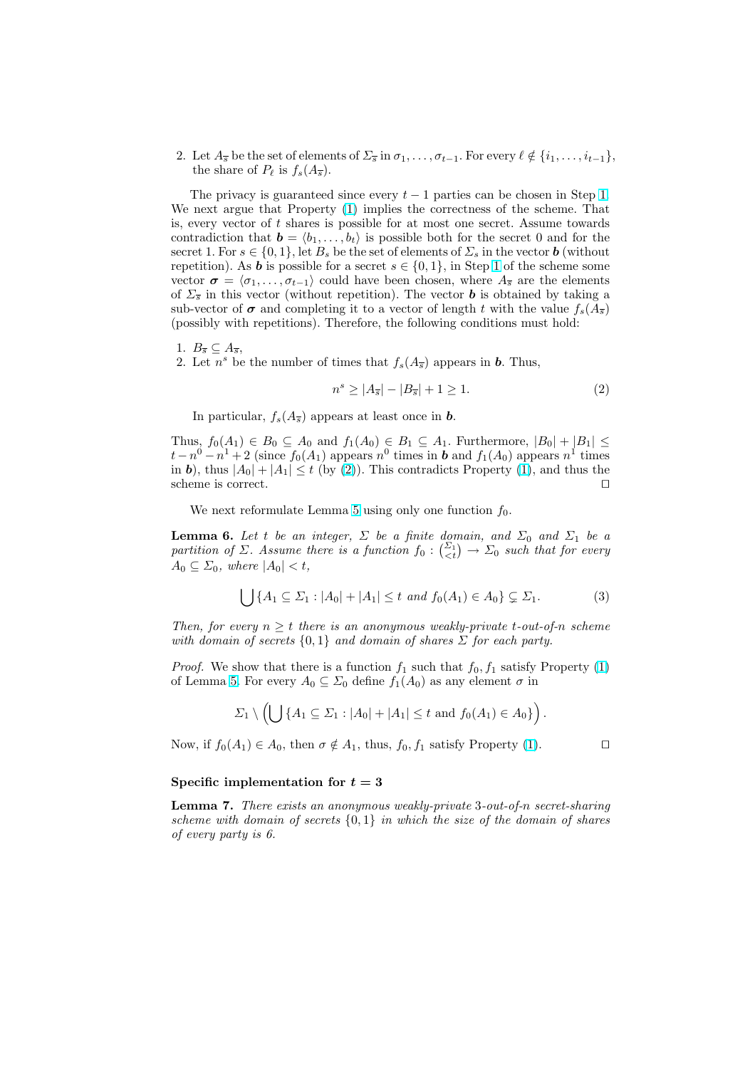2. Let $A_{\overline{s}}$ be the set of elements of $\Sigma_{\overline{s}}$ in $\sigma_1, \ldots, \sigma_{t-1}$. For every $\ell \notin \{i_1, \ldots, i_{t-1}\}$, the share of $P_\ell$ is $f_s(A_{\overline{s}})$.

The privacy is guaranteed since every $t-1$ parties can be chosen in Step 1. We next argue that Property (1) implies the correctness of the scheme. That is, every vector of $t$ shares is possible for at most one secret. Assume towards contradiction that $\boldsymbol{b} = \langle b_1, \ldots, b_t \rangle$ is possible both for the secret 0 and for the secret 1. For $s \in \{0,1\}$, let $B_s$ be the set of elements of $\Sigma_s$ in the vector $\boldsymbol{b}$ (without repetition). As $\boldsymbol{b}$ is possible for a secret $s \in \{0,1\}$, in Step 1 of the scheme some vector $\boldsymbol{\sigma} = \langle \sigma_1, \ldots, \sigma_{t-1} \rangle$ could have been chosen, where $A_{\overline{s}}$ are the elements of $\Sigma_{\overline{s}}$ in this vector (without repetition). The vector $\boldsymbol{b}$ is obtained by taking a sub-vector of $\boldsymbol{\sigma}$ and completing it to a vector of length $t$ with the value $f_s(A_{\overline{s}})$ (possibly with repetitions). Therefore, the following conditions must hold:

1. $B_{\overline{s}} \subseteq A_{\overline{s}}$,
2. Let $n^s$ be the number of times that $f_s(A_{\overline{s}})$ appears in $\boldsymbol{b}$. Thus,

$$n^s \geq |A_{\overline{s}}| - |B_{\overline{s}}| + 1 \geq 1. \tag{2}$$

In particular, $f_s(A_{\overline{s}})$ appears at least once in $\boldsymbol{b}$.

Thus, $f_0(A_1) \in B_0 \subseteq A_0$ and $f_1(A_0) \in B_1 \subseteq A_1$. Furthermore, $|B_0| + |B_1| \leq t - n^0 - n^1 + 2$ (since $f_0(A_1)$ appears $n^0$ times in $\boldsymbol{b}$ and $f_1(A_0)$ appears $n^1$ times in $\boldsymbol{b}$), thus $|A_0| + |A_1| \leq t$ (by (2)). This contradicts Property (1), and thus the scheme is correct. □

We next reformulate Lemma 5 using only one function $f_0$.

**Lemma 6.** *Let $t$ be an integer, $\Sigma$ be a finite domain, and $\Sigma_0$ and $\Sigma_1$ be a partition of $\Sigma$. Assume there is a function $f_0 : \binom{\Sigma_1}{<t} \to \Sigma_0$ such that for every $A_0 \subseteq \Sigma_0$, where $|A_0| < t$,*

$$\bigcup \{A_1 \subseteq \Sigma_1 : |A_0| + |A_1| \leq t \text{ and } f_0(A_1) \in A_0\} \subsetneq \Sigma_1. \tag{3}$$

*Then, for every $n \geq t$ there is an anonymous weakly-private $t$-out-of-$n$ scheme with domain of secrets $\{0,1\}$ and domain of shares $\Sigma$ for each party.*

*Proof.* We show that there is a function $f_1$ such that $f_0, f_1$ satisfy Property (1) of Lemma 5. For every $A_0 \subseteq \Sigma_0$ define $f_1(A_0)$ as any element $\sigma$ in

$$\Sigma_1 \setminus \left( \bigcup \{A_1 \subseteq \Sigma_1 : |A_0| + |A_1| \leq t \text{ and } f_0(A_1) \in A_0\} \right).$$

Now, if $f_0(A_1) \in A_0$, then $\sigma \notin A_1$, thus, $f_0, f_1$ satisfy Property (1). □

**Specific implementation for $t = 3$**

**Lemma 7.** *There exists an anonymous weakly-private 3-out-of-$n$ secret-sharing scheme with domain of secrets $\{0,1\}$ in which the size of the domain of shares of every party is 6.*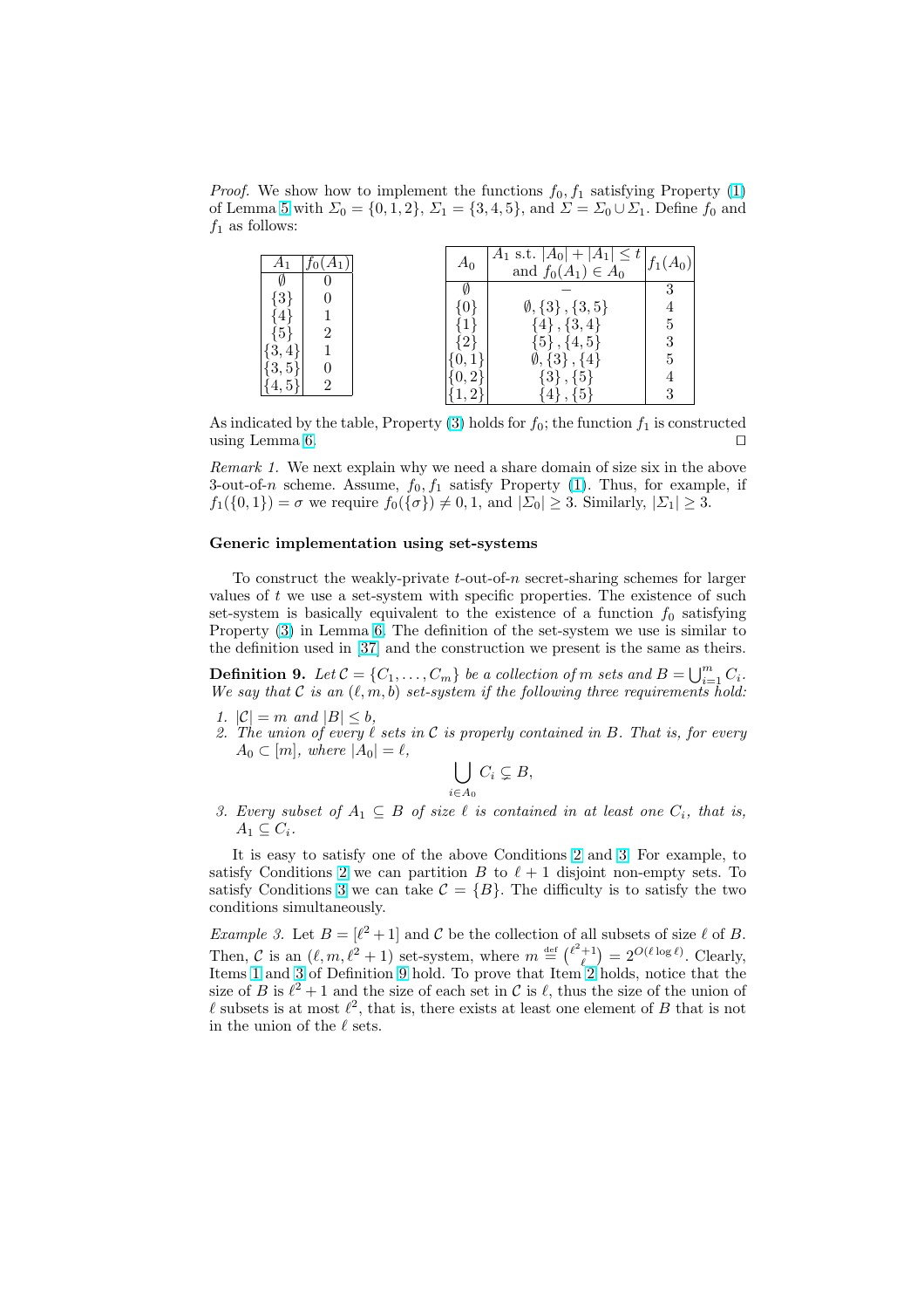*Proof.* We show how to implement the functions $f_0, f_1$ satisfying Property (1) of Lemma 5 with $\Sigma_0 = \{0, 1, 2\}$, $\Sigma_1 = \{3, 4, 5\}$, and $\Sigma = \Sigma_0 \cup \Sigma_1$. Define $f_0$ and $f_1$ as follows:

| $A_1$ | $f_0(A_1)$ |
|---|---|
| $\emptyset$ | 0 |
| $\{3\}$ | 0 |
| $\{4\}$ | 1 |
| $\{5\}$ | 2 |
| $\{3,4\}$ | 1 |
| $\{3,5\}$ | 0 |
| $\{4,5\}$ | 2 |

| $A_0$ | $A_1$ s.t. $\lvert A_0\rvert + \lvert A_1\rvert \leq t$ and $f_0(A_1) \in A_0$ | $f_1(A_0)$ |
|---|---|---|
| $\emptyset$ | $-$ | 3 |
| $\{0\}$ | $\emptyset, \{3\}, \{3,5\}$ | 4 |
| $\{1\}$ | $\{4\}, \{3,4\}$ | 5 |
| $\{2\}$ | $\{5\}, \{4,5\}$ | 3 |
| $\{0,1\}$ | $\emptyset, \{3\}, \{4\}$ | 5 |
| $\{0,2\}$ | $\{3\}, \{5\}$ | 4 |
| $\{1,2\}$ | $\{4\}, \{5\}$ | 3 |

As indicated by the table, Property (3) holds for $f_0$; the function $f_1$ is constructed using Lemma 6. ◻

*Remark 1.* We next explain why we need a share domain of size six in the above 3-out-of-$n$ scheme. Assume, $f_0, f_1$ satisfy Property (1). Thus, for example, if $f_1(\{0,1\}) = \sigma$ we require $f_0(\{\sigma\}) \neq 0, 1$, and $|\Sigma_0| \geq 3$. Similarly, $|\Sigma_1| \geq 3$.

### Generic implementation using set-systems

To construct the weakly-private $t$-out-of-$n$ secret-sharing schemes for larger values of $t$ we use a set-system with specific properties. The existence of such set-system is basically equivalent to the existence of a function $f_0$ satisfying Property (3) in Lemma 6. The definition of the set-system we use is similar to the definition used in [37] and the construction we present is the same as theirs.

**Definition 9.** *Let $\mathcal{C} = \{C_1, \ldots, C_m\}$ be a collection of $m$ sets and $B = \bigcup_{i=1}^{m} C_i$. We say that $\mathcal{C}$ is an $(\ell, m, b)$ set-system if the following three requirements hold:*

1. *$|\mathcal{C}| = m$ and $|B| \leq b$,*
2. *The union of every $\ell$ sets in $\mathcal{C}$ is properly contained in $B$. That is, for every $A_0 \subset [m]$, where $|A_0| = \ell$,*
$$\bigcup_{i \in A_0} C_i \subsetneq B,$$
3. *Every subset of $A_1 \subseteq B$ of size $\ell$ is contained in at least one $C_i$, that is, $A_1 \subseteq C_i$.*

It is easy to satisfy one of the above Conditions 2 and 3. For example, to satisfy Conditions 2 we can partition $B$ to $\ell + 1$ disjoint non-empty sets. To satisfy Conditions 3 we can take $\mathcal{C} = \{B\}$. The difficulty is to satisfy the two conditions simultaneously.

*Example 3.* Let $B = [\ell^2 + 1]$ and $\mathcal{C}$ be the collection of all subsets of size $\ell$ of $B$. Then, $\mathcal{C}$ is an $(\ell, m, \ell^2 + 1)$ set-system, where $m \stackrel{\text{def}}{=} \binom{\ell^2+1}{\ell} = 2^{O(\ell \log \ell)}$. Clearly, Items 1 and 3 of Definition 9 hold. To prove that Item 2 holds, notice that the size of $B$ is $\ell^2 + 1$ and the size of each set in $\mathcal{C}$ is $\ell$, thus the size of the union of $\ell$ subsets is at most $\ell^2$, that is, there exists at least one element of $B$ that is not in the union of the $\ell$ sets.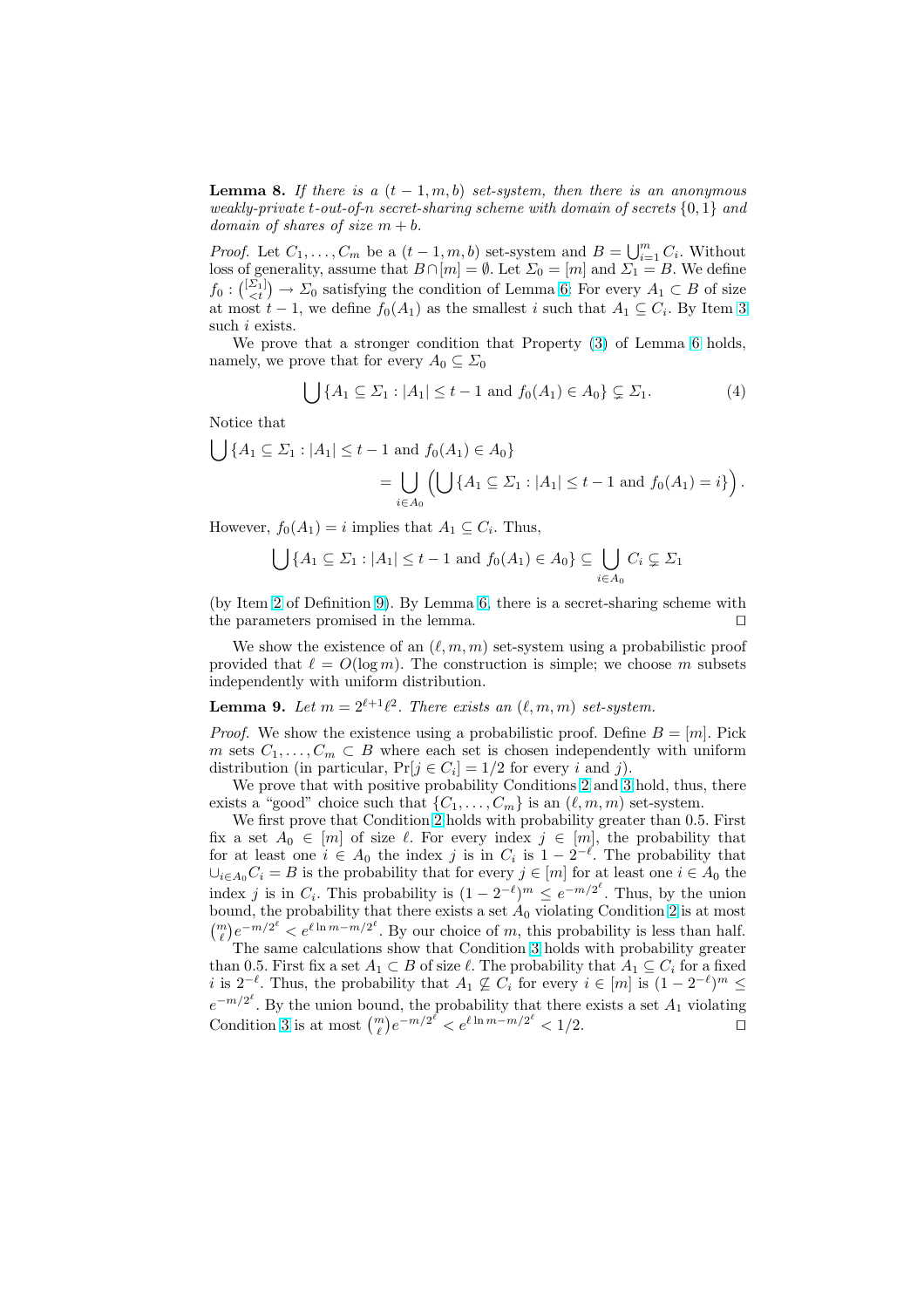**Lemma 8.** *If there is a $(t-1, m, b)$ set-system, then there is an anonymous weakly-private $t$-out-of-$n$ secret-sharing scheme with domain of secrets $\{0,1\}$ and domain of shares of size $m + b$.*

*Proof.* Let $C_1, \ldots, C_m$ be a $(t-1, m, b)$ set-system and $B = \bigcup_{i=1}^{m} C_i$. Without loss of generality, assume that $B \cap [m] = \emptyset$. Let $\Sigma_0 = [m]$ and $\Sigma_1 = B$. We define $f_0 : \binom{[\Sigma_1]}{<t} \to \Sigma_0$ satisfying the condition of Lemma 6: For every $A_1 \subset B$ of size at most $t-1$, we define $f_0(A_1)$ as the smallest $i$ such that $A_1 \subseteq C_i$. By Item 3 such $i$ exists.

We prove that a stronger condition that Property (3) of Lemma 6 holds, namely, we prove that for every $A_0 \subseteq \Sigma_0$

$$\bigcup \{A_1 \subseteq \Sigma_1 : |A_1| \leq t-1 \text{ and } f_0(A_1) \in A_0\} \subsetneq \Sigma_1. \tag{4}$$

Notice that

$$\bigcup \{A_1 \subseteq \Sigma_1 : |A_1| \leq t-1 \text{ and } f_0(A_1) \in A_0\} = \bigcup_{i \in A_0} \left( \bigcup \{A_1 \subseteq \Sigma_1 : |A_1| \leq t-1 \text{ and } f_0(A_1) = i\} \right).$$

However, $f_0(A_1) = i$ implies that $A_1 \subseteq C_i$. Thus,

$$\bigcup \{A_1 \subseteq \Sigma_1 : |A_1| \leq t-1 \text{ and } f_0(A_1) \in A_0\} \subseteq \bigcup_{i \in A_0} C_i \subsetneq \Sigma_1$$

(by Item 2 of Definition 9). By Lemma 6, there is a secret-sharing scheme with the parameters promised in the lemma. $\square$

We show the existence of an $(\ell, m, m)$ set-system using a probabilistic proof provided that $\ell = O(\log m)$. The construction is simple; we choose $m$ subsets independently with uniform distribution.

**Lemma 9.** *Let $m = 2^{\ell+1}\ell^2$. There exists an $(\ell, m, m)$ set-system.*

*Proof.* We show the existence using a probabilistic proof. Define $B = [m]$. Pick $m$ sets $C_1, \ldots, C_m \subset B$ where each set is chosen independently with uniform distribution (in particular, $\Pr[j \in C_i] = 1/2$ for every $i$ and $j$).

We prove that with positive probability Conditions 2 and 3 hold, thus, there exists a "good" choice such that $\{C_1, \ldots, C_m\}$ is an $(\ell, m, m)$ set-system.

We first prove that Condition 2 holds with probability greater than 0.5. First fix a set $A_0 \in [m]$ of size $\ell$. For every index $j \in [m]$, the probability that for at least one $i \in A_0$ the index $j$ is in $C_i$ is $1 - 2^{-\ell}$. The probability that $\cup_{i \in A_0} C_i = B$ is the probability that for every $j \in [m]$ for at least one $i \in A_0$ the index $j$ is in $C_i$. This probability is $(1 - 2^{-\ell})^m \leq e^{-m/2^\ell}$. Thus, by the union bound, the probability that there exists a set $A_0$ violating Condition 2 is at most $\binom{m}{\ell} e^{-m/2^\ell} < e^{\ell \ln m - m/2^\ell}$. By our choice of $m$, this probability is less than half.

The same calculations show that Condition 3 holds with probability greater than 0.5. First fix a set $A_1 \subset B$ of size $\ell$. The probability that $A_1 \subseteq C_i$ for a fixed $i$ is $2^{-\ell}$. Thus, the probability that $A_1 \not\subseteq C_i$ for every $i \in [m]$ is $(1 - 2^{-\ell})^m \leq e^{-m/2^\ell}$. By the union bound, the probability that there exists a set $A_1$ violating Condition 3 is at most $\binom{m}{\ell} e^{-m/2^\ell} < e^{\ell \ln m - m/2^\ell} < 1/2$. $\square$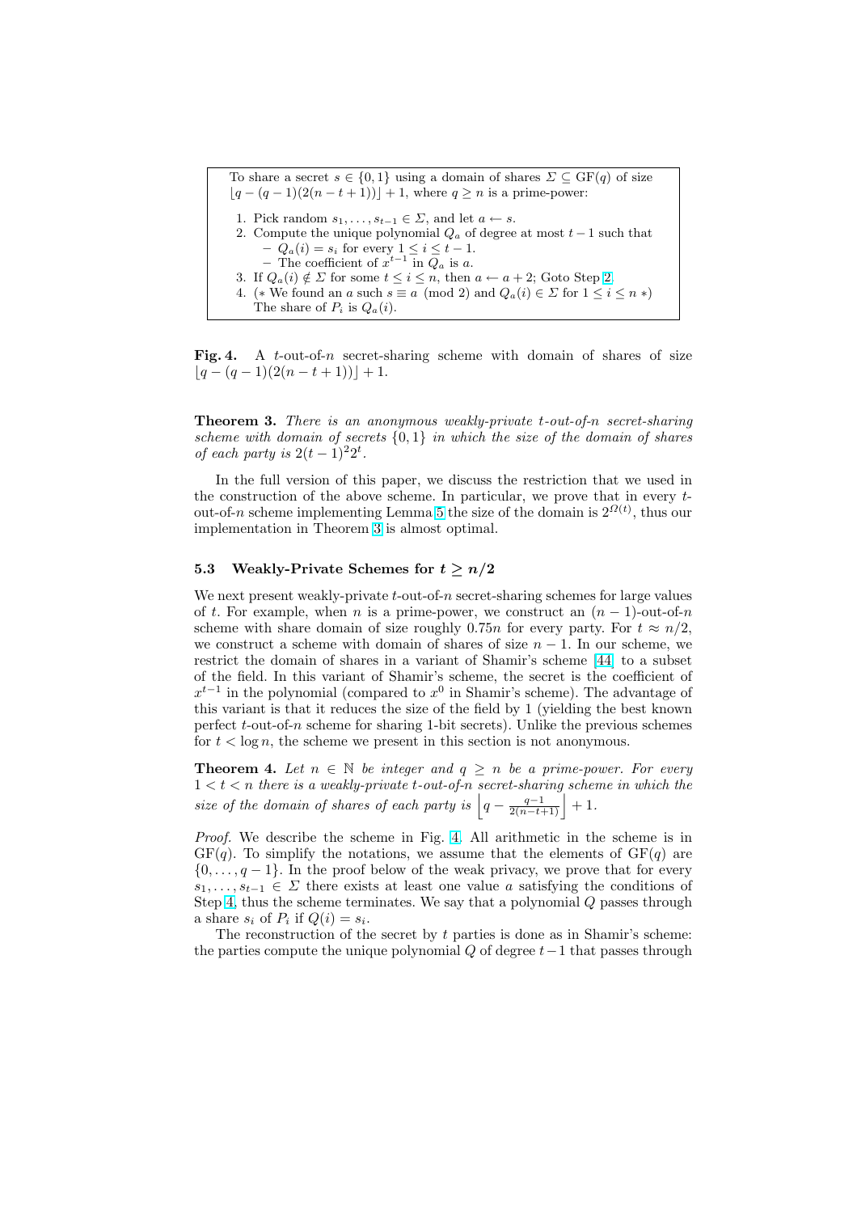To share a secret $s \in \{0,1\}$ using a domain of shares $\Sigma \subseteq \mathrm{GF}(q)$ of size $\lfloor q-(q-1)(2(n-t+1))\rfloor+1$, where $q \geq n$ is a prime-power:

1. Pick random $s_1,\ldots,s_{t-1} \in \Sigma$, and let $a \leftarrow s$.
2. Compute the unique polynomial $Q_a$ of degree at most $t-1$ such that
   - $Q_a(i) = s_i$ for every $1 \leq i \leq t-1$.
   - The coefficient of $x^{t-1}$ in $Q_a$ is $a$.
3. If $Q_a(i) \notin \Sigma$ for some $t \leq i \leq n$, then $a \leftarrow a+2$; Goto Step 2.
4. (* We found an $a$ such $s \equiv a \pmod 2$ and $Q_a(i) \in \Sigma$ for $1 \leq i \leq n$ *) The share of $P_i$ is $Q_a(i)$.

**Fig. 4.** A $t$-out-of-$n$ secret-sharing scheme with domain of shares of size $\lfloor q-(q-1)(2(n-t+1))\rfloor+1$.

**Theorem 3.** *There is an anonymous weakly-private $t$-out-of-$n$ secret-sharing scheme with domain of secrets $\{0,1\}$ in which the size of the domain of shares of each party is $2(t-1)^2 2^t$.*

In the full version of this paper, we discuss the restriction that we used in the construction of the above scheme. In particular, we prove that in every $t$-out-of-$n$ scheme implementing Lemma 5 the size of the domain is $2^{\Omega(t)}$, thus our implementation in Theorem 3 is almost optimal.

### 5.3 Weakly-Private Schemes for $t \geq n/2$

We next present weakly-private $t$-out-of-$n$ secret-sharing schemes for large values of $t$. For example, when $n$ is a prime-power, we construct an $(n-1)$-out-of-$n$ scheme with share domain of size roughly $0.75n$ for every party. For $t \approx n/2$, we construct a scheme with domain of shares of size $n-1$. In our scheme, we restrict the domain of shares in a variant of Shamir's scheme [44] to a subset of the field. In this variant of Shamir's scheme, the secret is the coefficient of $x^{t-1}$ in the polynomial (compared to $x^0$ in Shamir's scheme). The advantage of this variant is that it reduces the size of the field by 1 (yielding the best known perfect $t$-out-of-$n$ scheme for sharing 1-bit secrets). Unlike the previous schemes for $t < \log n$, the scheme we present in this section is not anonymous.

**Theorem 4.** *Let $n \in \mathbb{N}$ be integer and $q \geq n$ be a prime-power. For every $1 < t < n$ there is a weakly-private $t$-out-of-$n$ secret-sharing scheme in which the size of the domain of shares of each party is $\left\lfloor q - \frac{q-1}{2(n-t+1)} \right\rfloor + 1$.*

*Proof.* We describe the scheme in Fig. 4. All arithmetic in the scheme is in $\mathrm{GF}(q)$. To simplify the notations, we assume that the elements of $\mathrm{GF}(q)$ are $\{0,\ldots,q-1\}$. In the proof below of the weak privacy, we prove that for every $s_1,\ldots,s_{t-1} \in \Sigma$ there exists at least one value $a$ satisfying the conditions of Step 4, thus the scheme terminates. We say that a polynomial $Q$ passes through a share $s_i$ of $P_i$ if $Q(i) = s_i$.

The reconstruction of the secret by $t$ parties is done as in Shamir's scheme: the parties compute the unique polynomial $Q$ of degree $t-1$ that passes through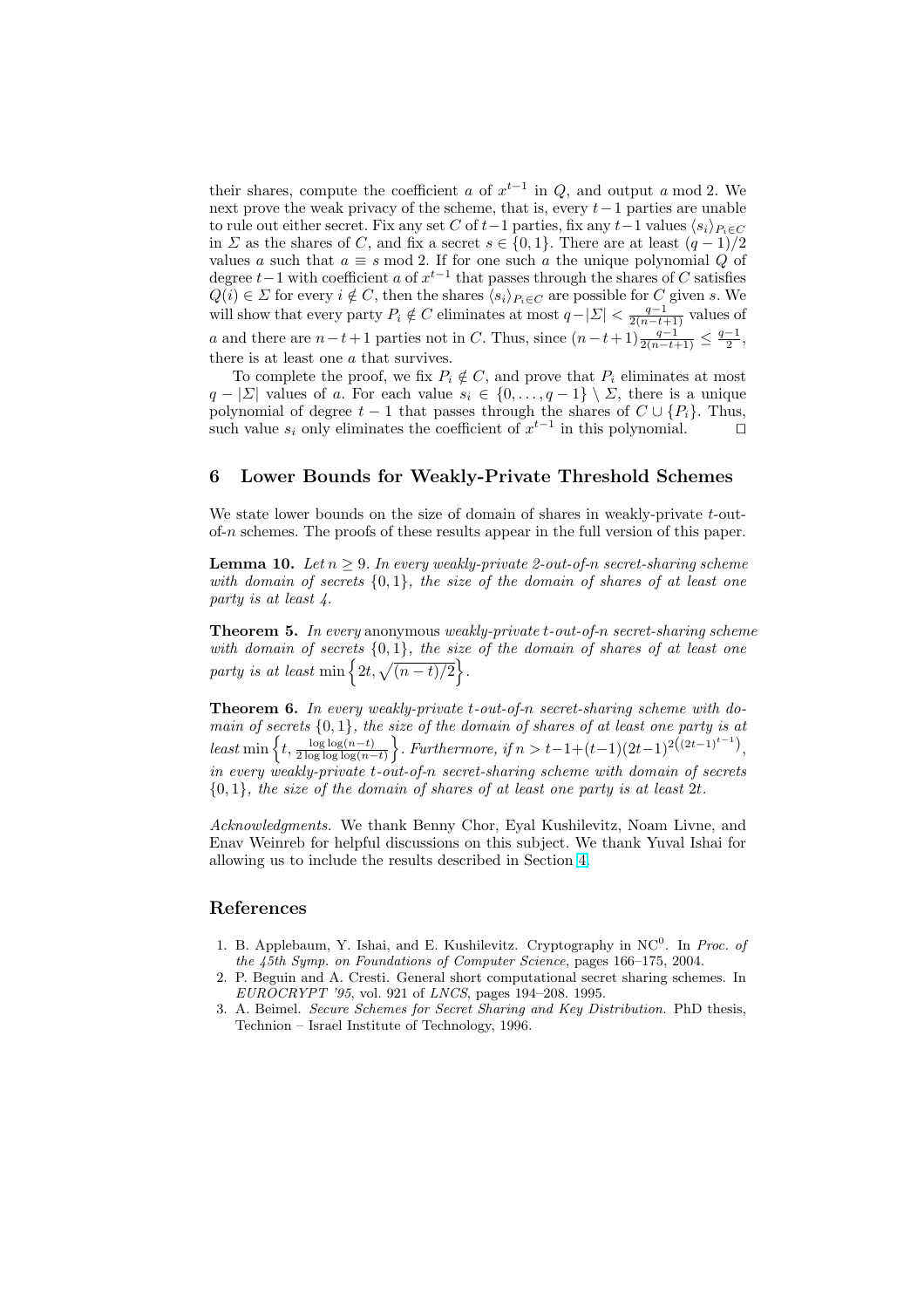their shares, compute the coefficient $a$ of $x^{t-1}$ in $Q$, and output $a \bmod 2$. We next prove the weak privacy of the scheme, that is, every $t-1$ parties are unable to rule out either secret. Fix any set $C$ of $t-1$ parties, fix any $t-1$ values $\langle s_i \rangle_{P_i \in C}$ in $\Sigma$ as the shares of $C$, and fix a secret $s \in \{0,1\}$. There are at least $(q-1)/2$ values $a$ such that $a \equiv s \bmod 2$. If for one such $a$ the unique polynomial $Q$ of degree $t-1$ with coefficient $a$ of $x^{t-1}$ that passes through the shares of $C$ satisfies $Q(i) \in \Sigma$ for every $i \notin C$, then the shares $\langle s_i \rangle_{P_i \in C}$ are possible for $C$ given $s$. We will show that every party $P_i \notin C$ eliminates at most $q - |\Sigma| < \frac{q-1}{2(n-t+1)}$ values of $a$ and there are $n-t+1$ parties not in $C$. Thus, since $(n-t+1)\frac{q-1}{2(n-t+1)} \leq \frac{q-1}{2}$, there is at least one $a$ that survives.

To complete the proof, we fix $P_i \notin C$, and prove that $P_i$ eliminates at most $q - |\Sigma|$ values of $a$. For each value $s_i \in \{0, \ldots, q-1\} \setminus \Sigma$, there is a unique polynomial of degree $t-1$ that passes through the shares of $C \cup \{P_i\}$. Thus, such value $s_i$ only eliminates the coefficient of $x^{t-1}$ in this polynomial. $\square$

## 6 Lower Bounds for Weakly-Private Threshold Schemes

We state lower bounds on the size of domain of shares in weakly-private $t$-out-of-$n$ schemes. The proofs of these results appear in the full version of this paper.

**Lemma 10.** *Let $n \geq 9$. In every weakly-private 2-out-of-$n$ secret-sharing scheme with domain of secrets $\{0,1\}$, the size of the domain of shares of at least one party is at least 4.*

**Theorem 5.** *In every* anonymous *weakly-private $t$-out-of-$n$ secret-sharing scheme with domain of secrets $\{0,1\}$, the size of the domain of shares of at least one party is at least $\min\left\{2t, \sqrt{(n-t)/2}\right\}$.*

**Theorem 6.** *In every weakly-private $t$-out-of-$n$ secret-sharing scheme with domain of secrets $\{0,1\}$, the size of the domain of shares of at least one party is at least $\min\left\{t, \frac{\log\log(n-t)}{2\log\log\log(n-t)}\right\}$. Furthermore, if $n > t-1+(t-1)(2t-1)^{2\left((2t-1)^{t-1}\right)}$, in every weakly-private $t$-out-of-$n$ secret-sharing scheme with domain of secrets $\{0,1\}$, the size of the domain of shares of at least one party is at least $2t$.*

*Acknowledgments.* We thank Benny Chor, Eyal Kushilevitz, Noam Livne, and Enav Weinreb for helpful discussions on this subject. We thank Yuval Ishai for allowing us to include the results described in Section 4.

## References

1. B. Applebaum, Y. Ishai, and E. Kushilevitz. Cryptography in $\mathrm{NC}^0$. In *Proc. of the 45th Symp. on Foundations of Computer Science*, pages 166–175, 2004.
2. P. Beguin and A. Cresti. General short computational secret sharing schemes. In *EUROCRYPT '95*, vol. 921 of *LNCS*, pages 194–208. 1995.
3. A. Beimel. *Secure Schemes for Secret Sharing and Key Distribution*. PhD thesis, Technion – Israel Institute of Technology, 1996.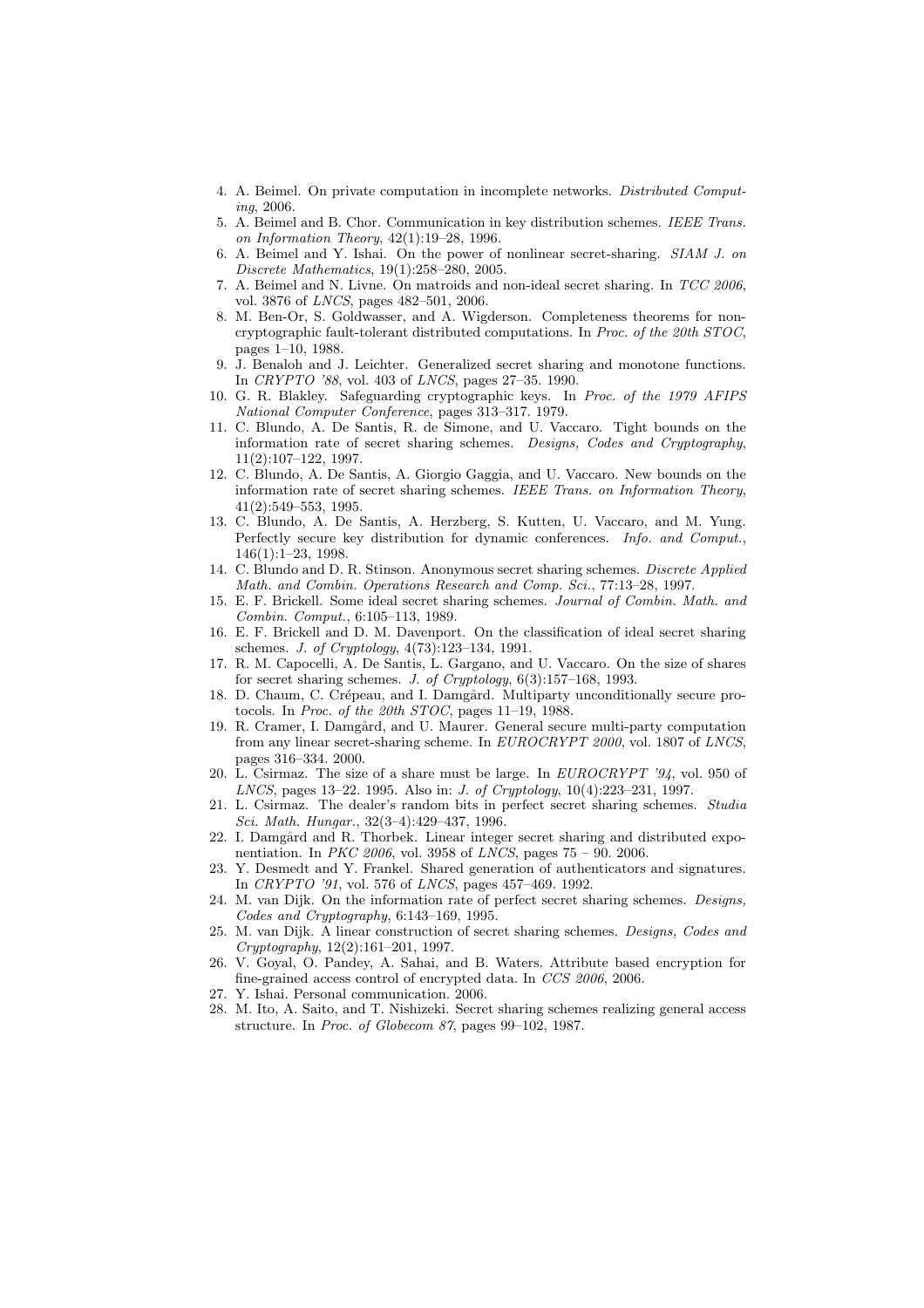4. A. Beimel. On private computation in incomplete networks. *Distributed Computing*, 2006.
5. A. Beimel and B. Chor. Communication in key distribution schemes. *IEEE Trans. on Information Theory*, 42(1):19–28, 1996.
6. A. Beimel and Y. Ishai. On the power of nonlinear secret-sharing. *SIAM J. on Discrete Mathematics*, 19(1):258–280, 2005.
7. A. Beimel and N. Livne. On matroids and non-ideal secret sharing. In *TCC 2006*, vol. 3876 of *LNCS*, pages 482–501, 2006.
8. M. Ben-Or, S. Goldwasser, and A. Wigderson. Completeness theorems for non-cryptographic fault-tolerant distributed computations. In *Proc. of the 20th STOC*, pages 1–10, 1988.
9. J. Benaloh and J. Leichter. Generalized secret sharing and monotone functions. In *CRYPTO '88*, vol. 403 of *LNCS*, pages 27–35. 1990.
10. G. R. Blakley. Safeguarding cryptographic keys. In *Proc. of the 1979 AFIPS National Computer Conference*, pages 313–317. 1979.
11. C. Blundo, A. De Santis, R. de Simone, and U. Vaccaro. Tight bounds on the information rate of secret sharing schemes. *Designs, Codes and Cryptography*, 11(2):107–122, 1997.
12. C. Blundo, A. De Santis, A. Giorgio Gaggia, and U. Vaccaro. New bounds on the information rate of secret sharing schemes. *IEEE Trans. on Information Theory*, 41(2):549–553, 1995.
13. C. Blundo, A. De Santis, A. Herzberg, S. Kutten, U. Vaccaro, and M. Yung. Perfectly secure key distribution for dynamic conferences. *Info. and Comput.*, 146(1):1–23, 1998.
14. C. Blundo and D. R. Stinson. Anonymous secret sharing schemes. *Discrete Applied Math. and Combin. Operations Research and Comp. Sci.*, 77:13–28, 1997.
15. E. F. Brickell. Some ideal secret sharing schemes. *Journal of Combin. Math. and Combin. Comput.*, 6:105–113, 1989.
16. E. F. Brickell and D. M. Davenport. On the classification of ideal secret sharing schemes. *J. of Cryptology*, 4(73):123–134, 1991.
17. R. M. Capocelli, A. De Santis, L. Gargano, and U. Vaccaro. On the size of shares for secret sharing schemes. *J. of Cryptology*, 6(3):157–168, 1993.
18. D. Chaum, C. Crépeau, and I. Damgård. Multiparty unconditionally secure protocols. In *Proc. of the 20th STOC*, pages 11–19, 1988.
19. R. Cramer, I. Damgård, and U. Maurer. General secure multi-party computation from any linear secret-sharing scheme. In *EUROCRYPT 2000*, vol. 1807 of *LNCS*, pages 316–334. 2000.
20. L. Csirmaz. The size of a share must be large. In *EUROCRYPT '94*, vol. 950 of *LNCS*, pages 13–22. 1995. Also in: *J. of Cryptology*, 10(4):223–231, 1997.
21. L. Csirmaz. The dealer's random bits in perfect secret sharing schemes. *Studia Sci. Math. Hungar.*, 32(3–4):429–437, 1996.
22. I. Damgård and R. Thorbek. Linear integer secret sharing and distributed exponentiation. In *PKC 2006*, vol. 3958 of *LNCS*, pages 75 – 90. 2006.
23. Y. Desmedt and Y. Frankel. Shared generation of authenticators and signatures. In *CRYPTO '91*, vol. 576 of *LNCS*, pages 457–469. 1992.
24. M. van Dijk. On the information rate of perfect secret sharing schemes. *Designs, Codes and Cryptography*, 6:143–169, 1995.
25. M. van Dijk. A linear construction of secret sharing schemes. *Designs, Codes and Cryptography*, 12(2):161–201, 1997.
26. V. Goyal, O. Pandey, A. Sahai, and B. Waters. Attribute based encryption for fine-grained access control of encrypted data. In *CCS 2006*, 2006.
27. Y. Ishai. Personal communication. 2006.
28. M. Ito, A. Saito, and T. Nishizeki. Secret sharing schemes realizing general access structure. In *Proc. of Globecom 87*, pages 99–102, 1987.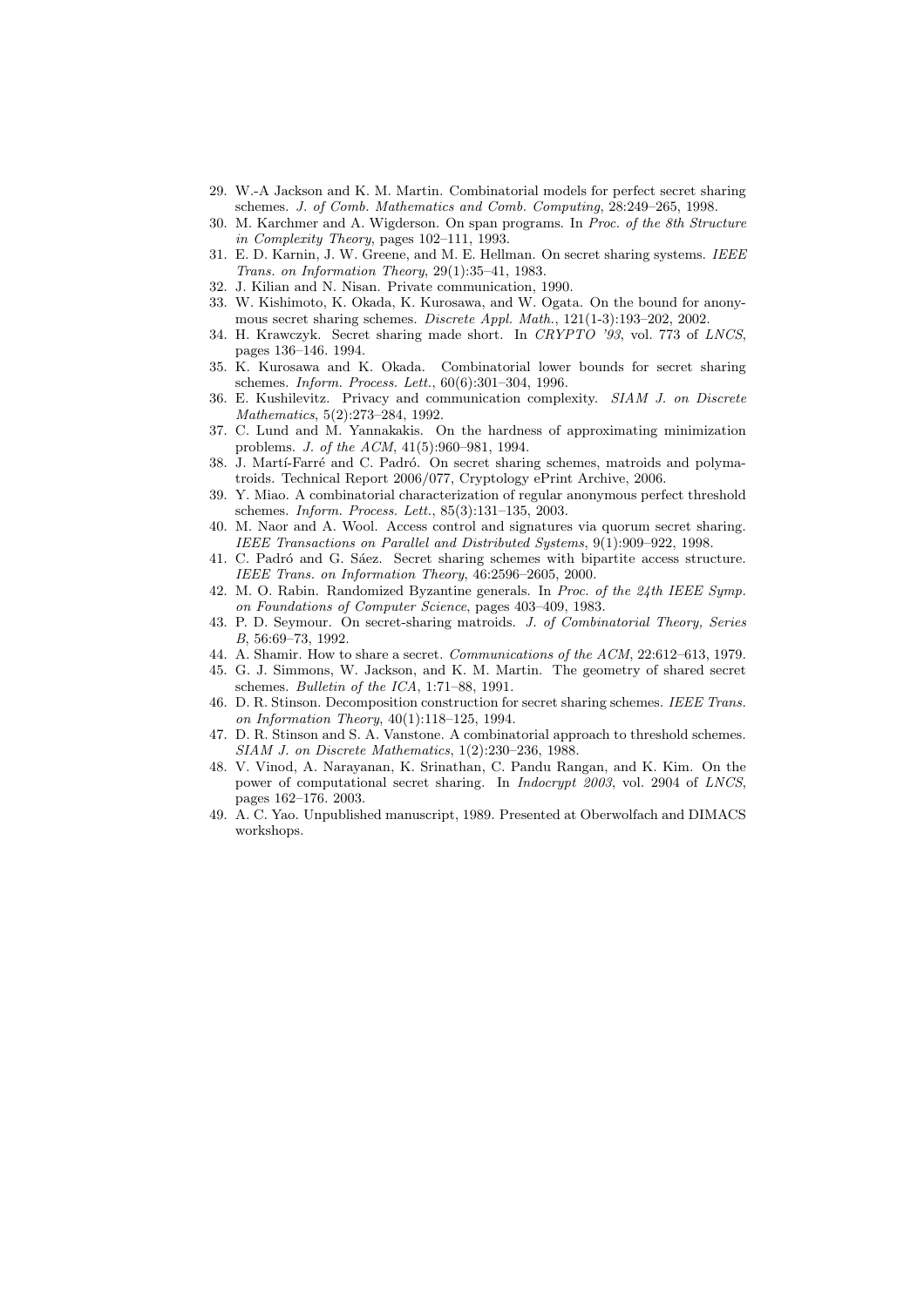29. W.-A Jackson and K. M. Martin. Combinatorial models for perfect secret sharing schemes. *J. of Comb. Mathematics and Comb. Computing*, 28:249–265, 1998.
30. M. Karchmer and A. Wigderson. On span programs. In *Proc. of the 8th Structure in Complexity Theory*, pages 102–111, 1993.
31. E. D. Karnin, J. W. Greene, and M. E. Hellman. On secret sharing systems. *IEEE Trans. on Information Theory*, 29(1):35–41, 1983.
32. J. Kilian and N. Nisan. Private communication, 1990.
33. W. Kishimoto, K. Okada, K. Kurosawa, and W. Ogata. On the bound for anonymous secret sharing schemes. *Discrete Appl. Math.*, 121(1-3):193–202, 2002.
34. H. Krawczyk. Secret sharing made short. In *CRYPTO '93*, vol. 773 of *LNCS*, pages 136–146. 1994.
35. K. Kurosawa and K. Okada. Combinatorial lower bounds for secret sharing schemes. *Inform. Process. Lett.*, 60(6):301–304, 1996.
36. E. Kushilevitz. Privacy and communication complexity. *SIAM J. on Discrete Mathematics*, 5(2):273–284, 1992.
37. C. Lund and M. Yannakakis. On the hardness of approximating minimization problems. *J. of the ACM*, 41(5):960–981, 1994.
38. J. Martí-Farré and C. Padró. On secret sharing schemes, matroids and polymatroids. Technical Report 2006/077, Cryptology ePrint Archive, 2006.
39. Y. Miao. A combinatorial characterization of regular anonymous perfect threshold schemes. *Inform. Process. Lett.*, 85(3):131–135, 2003.
40. M. Naor and A. Wool. Access control and signatures via quorum secret sharing. *IEEE Transactions on Parallel and Distributed Systems*, 9(1):909–922, 1998.
41. C. Padró and G. Sáez. Secret sharing schemes with bipartite access structure. *IEEE Trans. on Information Theory*, 46:2596–2605, 2000.
42. M. O. Rabin. Randomized Byzantine generals. In *Proc. of the 24th IEEE Symp. on Foundations of Computer Science*, pages 403–409, 1983.
43. P. D. Seymour. On secret-sharing matroids. *J. of Combinatorial Theory, Series B*, 56:69–73, 1992.
44. A. Shamir. How to share a secret. *Communications of the ACM*, 22:612–613, 1979.
45. G. J. Simmons, W. Jackson, and K. M. Martin. The geometry of shared secret schemes. *Bulletin of the ICA*, 1:71–88, 1991.
46. D. R. Stinson. Decomposition construction for secret sharing schemes. *IEEE Trans. on Information Theory*, 40(1):118–125, 1994.
47. D. R. Stinson and S. A. Vanstone. A combinatorial approach to threshold schemes. *SIAM J. on Discrete Mathematics*, 1(2):230–236, 1988.
48. V. Vinod, A. Narayanan, K. Srinathan, C. Pandu Rangan, and K. Kim. On the power of computational secret sharing. In *Indocrypt 2003*, vol. 2904 of *LNCS*, pages 162–176. 2003.
49. A. C. Yao. Unpublished manuscript, 1989. Presented at Oberwolfach and DIMACS workshops.